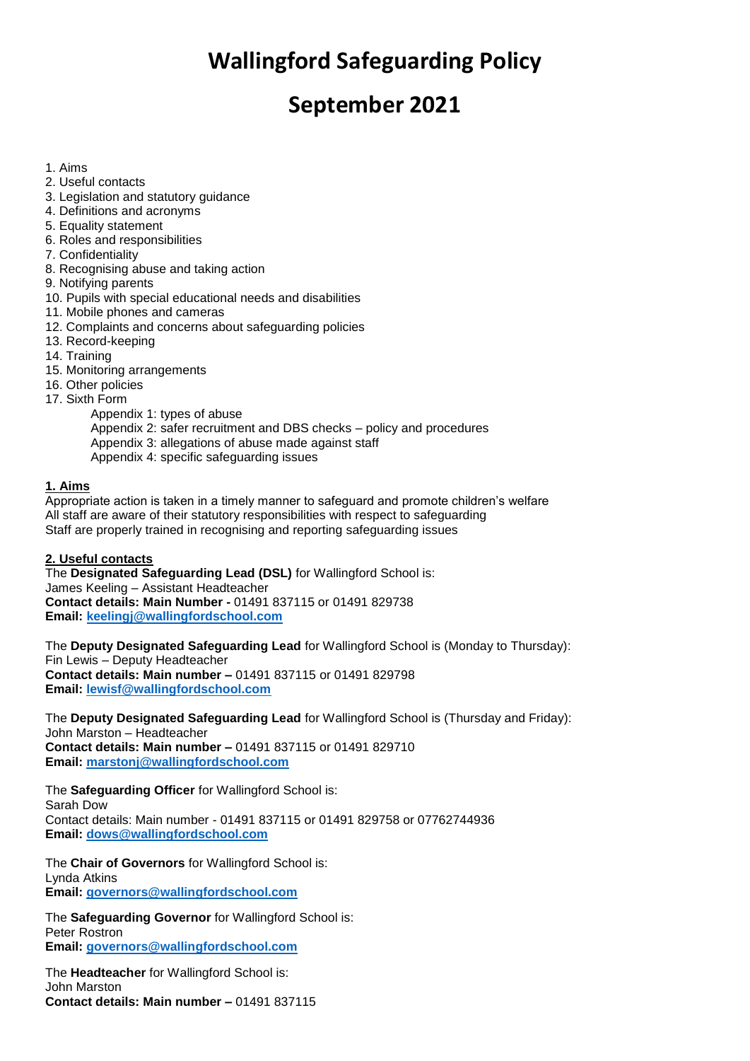# Wallingford Safeguarding Policy

# September 2021

1. Aims
2. Useful contacts
3. Legislation and statutory guidance
4. Definitions and acronyms
5. Equality statement
6. Roles and responsibilities
7. Confidentiality
8. Recognising abuse and taking action
9. Notifying parents
10. Pupils with special educational needs and disabilities
11. Mobile phones and cameras
12. Complaints and concerns about safeguarding policies
13. Record-keeping
14. Training
15. Monitoring arrangements
16. Other policies
17. Sixth Form
    - Appendix 1: types of abuse
    - Appendix 2: safer recruitment and DBS checks – policy and procedures
    - Appendix 3: allegations of abuse made against staff
    - Appendix 4: specific safeguarding issues

## 1. Aims

Appropriate action is taken in a timely manner to safeguard and promote children's welfare
All staff are aware of their statutory responsibilities with respect to safeguarding
Staff are properly trained in recognising and reporting safeguarding issues

## 2. Useful contacts

The **Designated Safeguarding Lead (DSL)** for Wallingford School is:
James Keeling – Assistant Headteacher
**Contact details: Main Number -** 01491 837115 or 01491 829738
**Email: keelingj@wallingfordschool.com**

The **Deputy Designated Safeguarding Lead** for Wallingford School is (Monday to Thursday):
Fin Lewis – Deputy Headteacher
**Contact details: Main number –** 01491 837115 or 01491 829798
**Email: lewisf@wallingfordschool.com**

The **Deputy Designated Safeguarding Lead** for Wallingford School is (Thursday and Friday):
John Marston – Headteacher
**Contact details: Main number –** 01491 837115 or 01491 829710
**Email: marstonj@wallingfordschool.com**

The **Safeguarding Officer** for Wallingford School is:
Sarah Dow
Contact details: Main number - 01491 837115 or 01491 829758 or 07762744936
**Email: dows@wallingfordschool.com**

The **Chair of Governors** for Wallingford School is:
Lynda Atkins
**Email: governors@wallingfordschool.com**

The **Safeguarding Governor** for Wallingford School is:
Peter Rostron
**Email: governors@wallingfordschool.com**

The **Headteacher** for Wallingford School is:
John Marston
**Contact details: Main number –** 01491 837115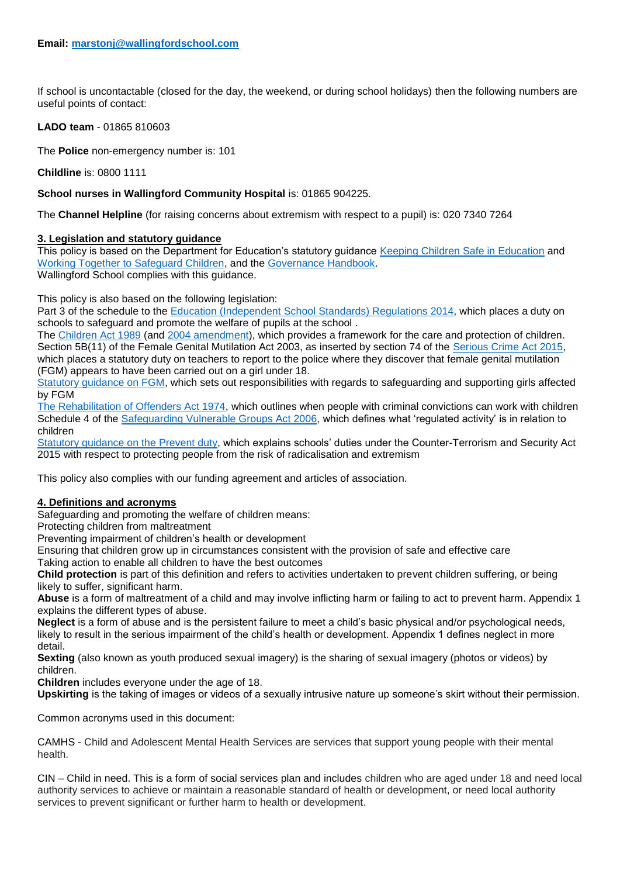**Email:** marstonj@wallingfordschool.com

If school is uncontactable (closed for the day, the weekend, or during school holidays) then the following numbers are useful points of contact:

**LADO team** - 01865 810603

The **Police** non-emergency number is: 101

**Childline** is: 0800 1111

**School nurses in Wallingford Community Hospital** is: 01865 904225.

The **Channel Helpline** (for raising concerns about extremism with respect to a pupil) is: 020 7340 7264

## 3. Legislation and statutory guidance

This policy is based on the Department for Education's statutory guidance Keeping Children Safe in Education and Working Together to Safeguard Children, and the Governance Handbook.
Wallingford School complies with this guidance.

This policy is also based on the following legislation:
Part 3 of the schedule to the Education (Independent School Standards) Regulations 2014, which places a duty on schools to safeguard and promote the welfare of pupils at the school .
The Children Act 1989 (and 2004 amendment), which provides a framework for the care and protection of children.
Section 5B(11) of the Female Genital Mutilation Act 2003, as inserted by section 74 of the Serious Crime Act 2015, which places a statutory duty on teachers to report to the police where they discover that female genital mutilation (FGM) appears to have been carried out on a girl under 18.
Statutory guidance on FGM, which sets out responsibilities with regards to safeguarding and supporting girls affected by FGM
The Rehabilitation of Offenders Act 1974, which outlines when people with criminal convictions can work with children
Schedule 4 of the Safeguarding Vulnerable Groups Act 2006, which defines what 'regulated activity' is in relation to children
Statutory guidance on the Prevent duty, which explains schools' duties under the Counter-Terrorism and Security Act 2015 with respect to protecting people from the risk of radicalisation and extremism

This policy also complies with our funding agreement and articles of association.

## 4. Definitions and acronyms

Safeguarding and promoting the welfare of children means:
Protecting children from maltreatment
Preventing impairment of children's health or development
Ensuring that children grow up in circumstances consistent with the provision of safe and effective care
Taking action to enable all children to have the best outcomes
**Child protection** is part of this definition and refers to activities undertaken to prevent children suffering, or being likely to suffer, significant harm.
**Abuse** is a form of maltreatment of a child and may involve inflicting harm or failing to act to prevent harm. Appendix 1 explains the different types of abuse.
**Neglect** is a form of abuse and is the persistent failure to meet a child's basic physical and/or psychological needs, likely to result in the serious impairment of the child's health or development. Appendix 1 defines neglect in more detail.
**Sexting** (also known as youth produced sexual imagery) is the sharing of sexual imagery (photos or videos) by children.
**Children** includes everyone under the age of 18.
**Upskirting** is the taking of images or videos of a sexually intrusive nature up someone's skirt without their permission.

Common acronyms used in this document:

CAMHS - Child and Adolescent Mental Health Services are services that support young people with their mental health.

CIN – Child in need. This is a form of social services plan and includes children who are aged under 18 and need local authority services to achieve or maintain a reasonable standard of health or development, or need local authority services to prevent significant or further harm to health or development.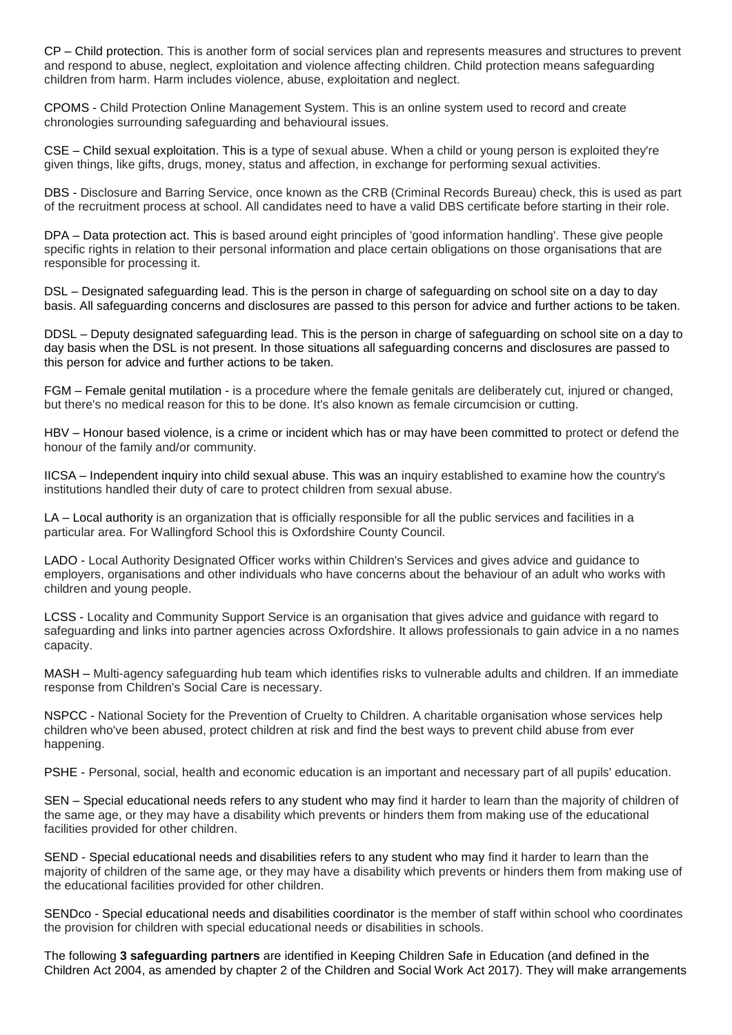CP – Child protection. This is another form of social services plan and represents measures and structures to prevent and respond to abuse, neglect, exploitation and violence affecting children. Child protection means safeguarding children from harm. Harm includes violence, abuse, exploitation and neglect.

CPOMS - Child Protection Online Management System. This is an online system used to record and create chronologies surrounding safeguarding and behavioural issues.

CSE – Child sexual exploitation. This is a type of sexual abuse. When a child or young person is exploited they're given things, like gifts, drugs, money, status and affection, in exchange for performing sexual activities.

DBS - Disclosure and Barring Service, once known as the CRB (Criminal Records Bureau) check, this is used as part of the recruitment process at school. All candidates need to have a valid DBS certificate before starting in their role.

DPA – Data protection act. This is based around eight principles of 'good information handling'. These give people specific rights in relation to their personal information and place certain obligations on those organisations that are responsible for processing it.

DSL – Designated safeguarding lead. This is the person in charge of safeguarding on school site on a day to day basis. All safeguarding concerns and disclosures are passed to this person for advice and further actions to be taken.

DDSL – Deputy designated safeguarding lead. This is the person in charge of safeguarding on school site on a day to day basis when the DSL is not present. In those situations all safeguarding concerns and disclosures are passed to this person for advice and further actions to be taken.

FGM – Female genital mutilation - is a procedure where the female genitals are deliberately cut, injured or changed, but there's no medical reason for this to be done. It's also known as female circumcision or cutting.

HBV – Honour based violence, is a crime or incident which has or may have been committed to protect or defend the honour of the family and/or community.

IICSA – Independent inquiry into child sexual abuse. This was an inquiry established to examine how the country's institutions handled their duty of care to protect children from sexual abuse.

LA – Local authority is an organization that is officially responsible for all the public services and facilities in a particular area. For Wallingford School this is Oxfordshire County Council.

LADO - Local Authority Designated Officer works within Children's Services and gives advice and guidance to employers, organisations and other individuals who have concerns about the behaviour of an adult who works with children and young people.

LCSS - Locality and Community Support Service is an organisation that gives advice and guidance with regard to safeguarding and links into partner agencies across Oxfordshire. It allows professionals to gain advice in a no names capacity.

MASH – Multi-agency safeguarding hub team which identifies risks to vulnerable adults and children. If an immediate response from Children's Social Care is necessary.

NSPCC - National Society for the Prevention of Cruelty to Children. A charitable organisation whose services help children who've been abused, protect children at risk and find the best ways to prevent child abuse from ever happening.

PSHE - Personal, social, health and economic education is an important and necessary part of all pupils' education.

SEN – Special educational needs refers to any student who may find it harder to learn than the majority of children of the same age, or they may have a disability which prevents or hinders them from making use of the educational facilities provided for other children.

SEND - Special educational needs and disabilities refers to any student who may find it harder to learn than the majority of children of the same age, or they may have a disability which prevents or hinders them from making use of the educational facilities provided for other children.

SENDco - Special educational needs and disabilities coordinator is the member of staff within school who coordinates the provision for children with special educational needs or disabilities in schools.

The following **3 safeguarding partners** are identified in Keeping Children Safe in Education (and defined in the Children Act 2004, as amended by chapter 2 of the Children and Social Work Act 2017). They will make arrangements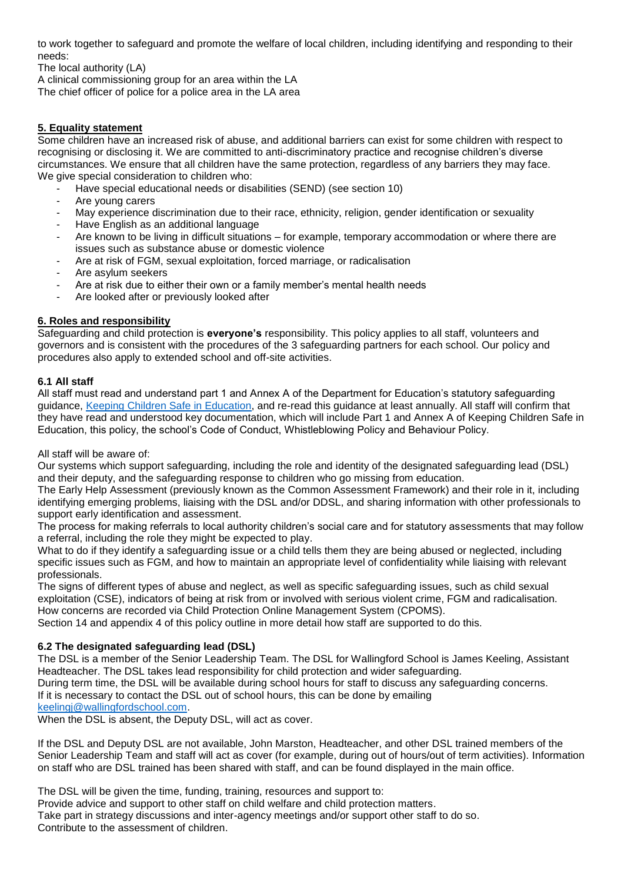to work together to safeguard and promote the welfare of local children, including identifying and responding to their needs:

The local authority (LA)

A clinical commissioning group for an area within the LA

The chief officer of police for a police area in the LA area

## **5. Equality statement**

Some children have an increased risk of abuse, and additional barriers can exist for some children with respect to recognising or disclosing it. We are committed to anti-discriminatory practice and recognise children's diverse circumstances. We ensure that all children have the same protection, regardless of any barriers they may face.

We give special consideration to children who:

- Have special educational needs or disabilities (SEND) (see section 10)
- Are young carers
- May experience discrimination due to their race, ethnicity, religion, gender identification or sexuality
- Have English as an additional language
- Are known to be living in difficult situations – for example, temporary accommodation or where there are issues such as substance abuse or domestic violence
- Are at risk of FGM, sexual exploitation, forced marriage, or radicalisation
- Are asylum seekers
- Are at risk due to either their own or a family member's mental health needs
- Are looked after or previously looked after

## **6. Roles and responsibility**

Safeguarding and child protection is **everyone's** responsibility. This policy applies to all staff, volunteers and governors and is consistent with the procedures of the 3 safeguarding partners for each school. Our policy and procedures also apply to extended school and off-site activities.

### **6.1 All staff**

All staff must read and understand part 1 and Annex A of the Department for Education's statutory safeguarding guidance, [Keeping Children Safe in Education], and re-read this guidance at least annually. All staff will confirm that they have read and understood key documentation, which will include Part 1 and Annex A of Keeping Children Safe in Education, this policy, the school's Code of Conduct, Whistleblowing Policy and Behaviour Policy.

All staff will be aware of:

Our systems which support safeguarding, including the role and identity of the designated safeguarding lead (DSL) and their deputy, and the safeguarding response to children who go missing from education.

The Early Help Assessment (previously known as the Common Assessment Framework) and their role in it, including identifying emerging problems, liaising with the DSL and/or DDSL, and sharing information with other professionals to support early identification and assessment.

The process for making referrals to local authority children's social care and for statutory assessments that may follow a referral, including the role they might be expected to play.

What to do if they identify a safeguarding issue or a child tells them they are being abused or neglected, including specific issues such as FGM, and how to maintain an appropriate level of confidentiality while liaising with relevant professionals.

The signs of different types of abuse and neglect, as well as specific safeguarding issues, such as child sexual exploitation (CSE), indicators of being at risk from or involved with serious violent crime, FGM and radicalisation.

How concerns are recorded via Child Protection Online Management System (CPOMS).

Section 14 and appendix 4 of this policy outline in more detail how staff are supported to do this.

### **6.2 The designated safeguarding lead (DSL)**

The DSL is a member of the Senior Leadership Team. The DSL for Wallingford School is James Keeling, Assistant Headteacher. The DSL takes lead responsibility for child protection and wider safeguarding.

During term time, the DSL will be available during school hours for staff to discuss any safeguarding concerns.

If it is necessary to contact the DSL out of school hours, this can be done by emailing keelingj@wallingfordschool.com.

When the DSL is absent, the Deputy DSL, will act as cover.

If the DSL and Deputy DSL are not available, John Marston, Headteacher, and other DSL trained members of the Senior Leadership Team and staff will act as cover (for example, during out of hours/out of term activities). Information on staff who are DSL trained has been shared with staff, and can be found displayed in the main office.

The DSL will be given the time, funding, training, resources and support to:

Provide advice and support to other staff on child welfare and child protection matters.

Take part in strategy discussions and inter-agency meetings and/or support other staff to do so.

Contribute to the assessment of children.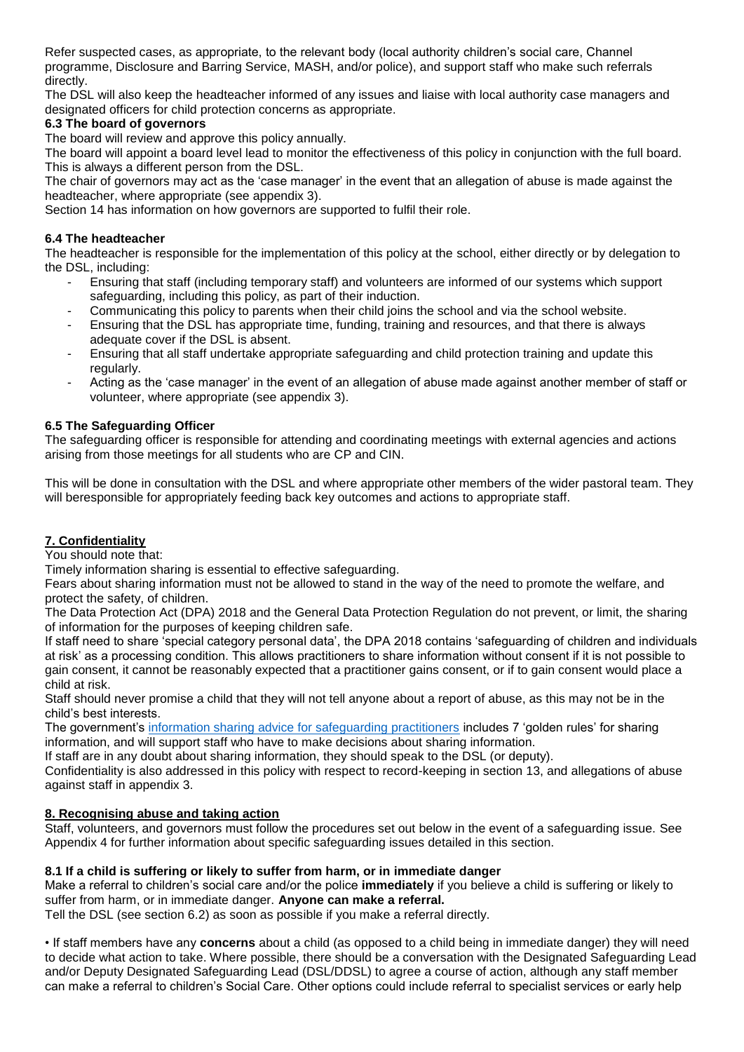Refer suspected cases, as appropriate, to the relevant body (local authority children's social care, Channel programme, Disclosure and Barring Service, MASH, and/or police), and support staff who make such referrals directly.

The DSL will also keep the headteacher informed of any issues and liaise with local authority case managers and designated officers for child protection concerns as appropriate.

### 6.3 The board of governors

The board will review and approve this policy annually.

The board will appoint a board level lead to monitor the effectiveness of this policy in conjunction with the full board. This is always a different person from the DSL.

The chair of governors may act as the 'case manager' in the event that an allegation of abuse is made against the headteacher, where appropriate (see appendix 3).

Section 14 has information on how governors are supported to fulfil their role.

### 6.4 The headteacher

The headteacher is responsible for the implementation of this policy at the school, either directly or by delegation to the DSL, including:

- Ensuring that staff (including temporary staff) and volunteers are informed of our systems which support safeguarding, including this policy, as part of their induction.
- Communicating this policy to parents when their child joins the school and via the school website.
- Ensuring that the DSL has appropriate time, funding, training and resources, and that there is always adequate cover if the DSL is absent.
- Ensuring that all staff undertake appropriate safeguarding and child protection training and update this regularly.
- Acting as the 'case manager' in the event of an allegation of abuse made against another member of staff or volunteer, where appropriate (see appendix 3).

### 6.5 The Safeguarding Officer

The safeguarding officer is responsible for attending and coordinating meetings with external agencies and actions arising from those meetings for all students who are CP and CIN.

This will be done in consultation with the DSL and where appropriate other members of the wider pastoral team. They will beresponsible for appropriately feeding back key outcomes and actions to appropriate staff.

## 7. Confidentiality

You should note that:

Timely information sharing is essential to effective safeguarding.

Fears about sharing information must not be allowed to stand in the way of the need to promote the welfare, and protect the safety, of children.

The Data Protection Act (DPA) 2018 and the General Data Protection Regulation do not prevent, or limit, the sharing of information for the purposes of keeping children safe.

If staff need to share 'special category personal data', the DPA 2018 contains 'safeguarding of children and individuals at risk' as a processing condition. This allows practitioners to share information without consent if it is not possible to gain consent, it cannot be reasonably expected that a practitioner gains consent, or if to gain consent would place a child at risk.

Staff should never promise a child that they will not tell anyone about a report of abuse, as this may not be in the child's best interests.

The government's information sharing advice for safeguarding practitioners includes 7 'golden rules' for sharing information, and will support staff who have to make decisions about sharing information.

If staff are in any doubt about sharing information, they should speak to the DSL (or deputy).

Confidentiality is also addressed in this policy with respect to record-keeping in section 13, and allegations of abuse against staff in appendix 3.

## 8. Recognising abuse and taking action

Staff, volunteers, and governors must follow the procedures set out below in the event of a safeguarding issue. See Appendix 4 for further information about specific safeguarding issues detailed in this section.

### 8.1 If a child is suffering or likely to suffer from harm, or in immediate danger

Make a referral to children's social care and/or the police **immediately** if you believe a child is suffering or likely to suffer from harm, or in immediate danger. **Anyone can make a referral.**

Tell the DSL (see section 6.2) as soon as possible if you make a referral directly.

- If staff members have any **concerns** about a child (as opposed to a child being in immediate danger) they will need to decide what action to take. Where possible, there should be a conversation with the Designated Safeguarding Lead and/or Deputy Designated Safeguarding Lead (DSL/DDSL) to agree a course of action, although any staff member can make a referral to children's Social Care. Other options could include referral to specialist services or early help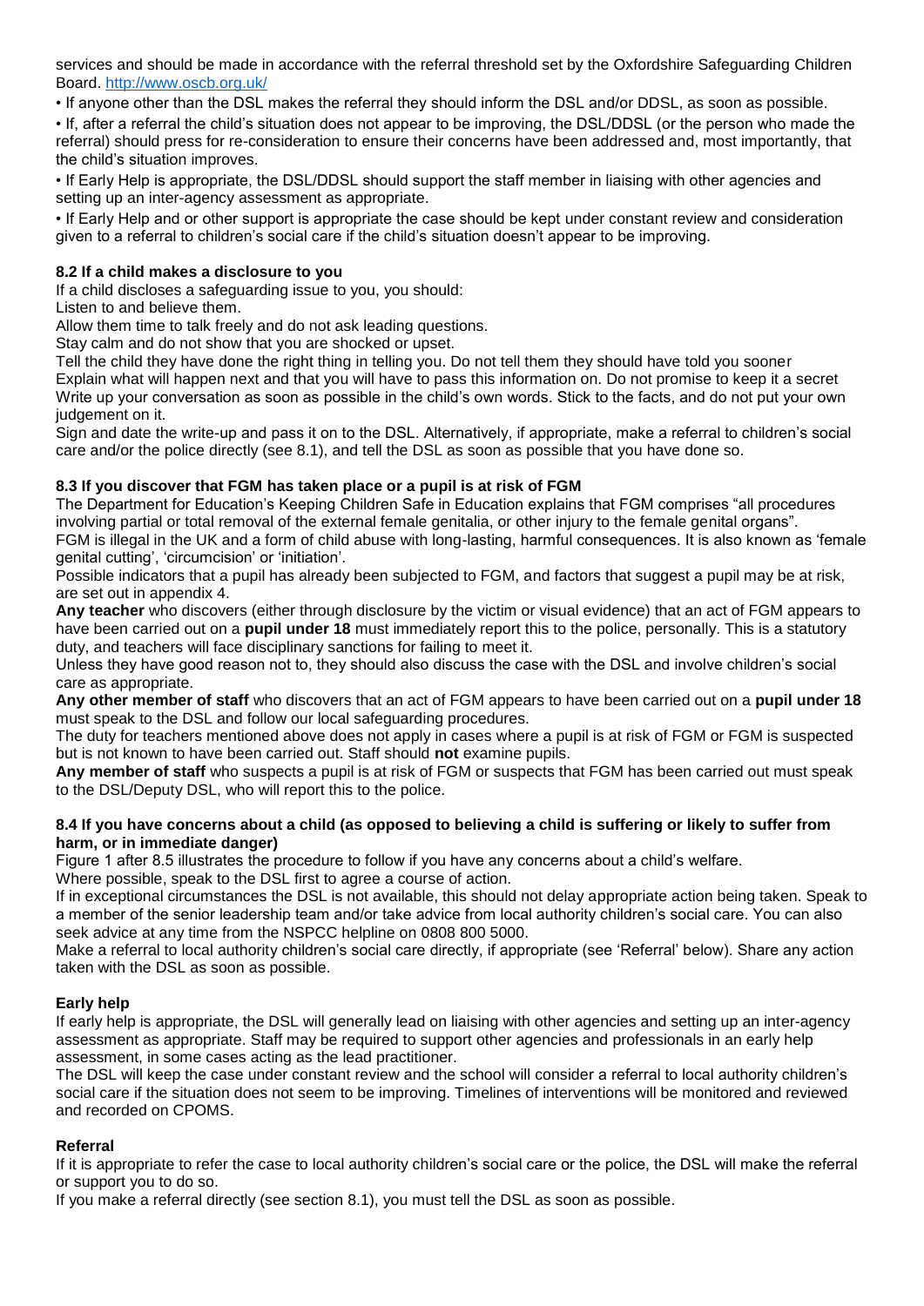services and should be made in accordance with the referral threshold set by the Oxfordshire Safeguarding Children Board. http://www.oscb.org.uk/

• If anyone other than the DSL makes the referral they should inform the DSL and/or DDSL, as soon as possible.

• If, after a referral the child's situation does not appear to be improving, the DSL/DDSL (or the person who made the referral) should press for re-consideration to ensure their concerns have been addressed and, most importantly, that the child's situation improves.

• If Early Help is appropriate, the DSL/DDSL should support the staff member in liaising with other agencies and setting up an inter-agency assessment as appropriate.

• If Early Help and or other support is appropriate the case should be kept under constant review and consideration given to a referral to children's social care if the child's situation doesn't appear to be improving.

### 8.2 If a child makes a disclosure to you

If a child discloses a safeguarding issue to you, you should:

Listen to and believe them.

Allow them time to talk freely and do not ask leading questions.

Stay calm and do not show that you are shocked or upset.

Tell the child they have done the right thing in telling you. Do not tell them they should have told you sooner

Explain what will happen next and that you will have to pass this information on. Do not promise to keep it a secret

Write up your conversation as soon as possible in the child's own words. Stick to the facts, and do not put your own judgement on it.

Sign and date the write-up and pass it on to the DSL. Alternatively, if appropriate, make a referral to children's social care and/or the police directly (see 8.1), and tell the DSL as soon as possible that you have done so.

### 8.3 If you discover that FGM has taken place or a pupil is at risk of FGM

The Department for Education's Keeping Children Safe in Education explains that FGM comprises "all procedures involving partial or total removal of the external female genitalia, or other injury to the female genital organs".

FGM is illegal in the UK and a form of child abuse with long-lasting, harmful consequences. It is also known as 'female genital cutting', 'circumcision' or 'initiation'.

Possible indicators that a pupil has already been subjected to FGM, and factors that suggest a pupil may be at risk, are set out in appendix 4.

**Any teacher** who discovers (either through disclosure by the victim or visual evidence) that an act of FGM appears to have been carried out on a **pupil under 18** must immediately report this to the police, personally. This is a statutory duty, and teachers will face disciplinary sanctions for failing to meet it.

Unless they have good reason not to, they should also discuss the case with the DSL and involve children's social care as appropriate.

**Any other member of staff** who discovers that an act of FGM appears to have been carried out on a **pupil under 18** must speak to the DSL and follow our local safeguarding procedures.

The duty for teachers mentioned above does not apply in cases where a pupil is at risk of FGM or FGM is suspected but is not known to have been carried out. Staff should **not** examine pupils.

**Any member of staff** who suspects a pupil is at risk of FGM or suspects that FGM has been carried out must speak to the DSL/Deputy DSL, who will report this to the police.

### 8.4 If you have concerns about a child (as opposed to believing a child is suffering or likely to suffer from harm, or in immediate danger)

Figure 1 after 8.5 illustrates the procedure to follow if you have any concerns about a child's welfare.

Where possible, speak to the DSL first to agree a course of action.

If in exceptional circumstances the DSL is not available, this should not delay appropriate action being taken. Speak to a member of the senior leadership team and/or take advice from local authority children's social care. You can also seek advice at any time from the NSPCC helpline on 0808 800 5000.

Make a referral to local authority children's social care directly, if appropriate (see 'Referral' below). Share any action taken with the DSL as soon as possible.

#### Early help

If early help is appropriate, the DSL will generally lead on liaising with other agencies and setting up an inter-agency assessment as appropriate. Staff may be required to support other agencies and professionals in an early help assessment, in some cases acting as the lead practitioner.

The DSL will keep the case under constant review and the school will consider a referral to local authority children's social care if the situation does not seem to be improving. Timelines of interventions will be monitored and reviewed and recorded on CPOMS.

#### Referral

If it is appropriate to refer the case to local authority children's social care or the police, the DSL will make the referral or support you to do so.

If you make a referral directly (see section 8.1), you must tell the DSL as soon as possible.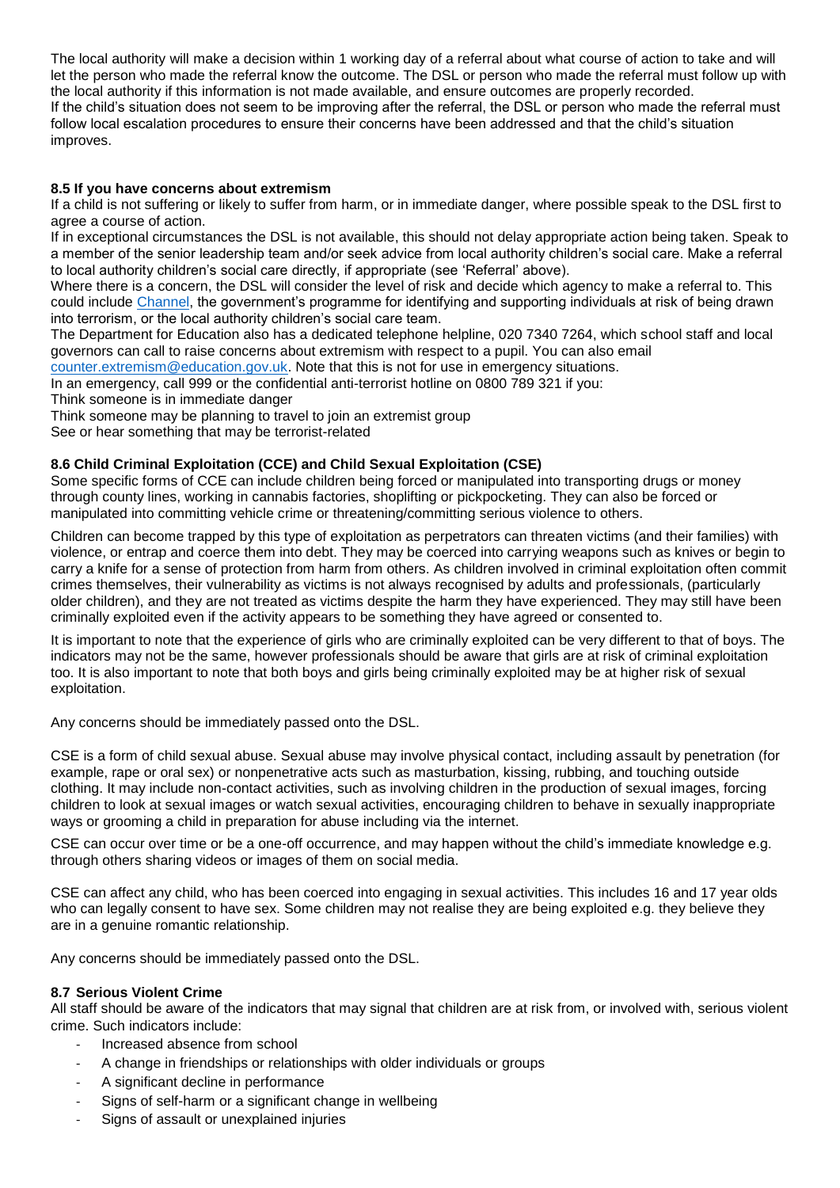The local authority will make a decision within 1 working day of a referral about what course of action to take and will let the person who made the referral know the outcome. The DSL or person who made the referral must follow up with the local authority if this information is not made available, and ensure outcomes are properly recorded.
If the child's situation does not seem to be improving after the referral, the DSL or person who made the referral must follow local escalation procedures to ensure their concerns have been addressed and that the child's situation improves.

### 8.5 If you have concerns about extremism

If a child is not suffering or likely to suffer from harm, or in immediate danger, where possible speak to the DSL first to agree a course of action.
If in exceptional circumstances the DSL is not available, this should not delay appropriate action being taken. Speak to a member of the senior leadership team and/or seek advice from local authority children's social care. Make a referral to local authority children's social care directly, if appropriate (see 'Referral' above).
Where there is a concern, the DSL will consider the level of risk and decide which agency to make a referral to. This could include Channel, the government's programme for identifying and supporting individuals at risk of being drawn into terrorism, or the local authority children's social care team.
The Department for Education also has a dedicated telephone helpline, 020 7340 7264, which school staff and local governors can call to raise concerns about extremism with respect to a pupil. You can also email counter.extremism@education.gov.uk. Note that this is not for use in emergency situations.
In an emergency, call 999 or the confidential anti-terrorist hotline on 0800 789 321 if you:
Think someone is in immediate danger
Think someone may be planning to travel to join an extremist group
See or hear something that may be terrorist-related

### 8.6 Child Criminal Exploitation (CCE) and Child Sexual Exploitation (CSE)

Some specific forms of CCE can include children being forced or manipulated into transporting drugs or money through county lines, working in cannabis factories, shoplifting or pickpocketing. They can also be forced or manipulated into committing vehicle crime or threatening/committing serious violence to others.

Children can become trapped by this type of exploitation as perpetrators can threaten victims (and their families) with violence, or entrap and coerce them into debt. They may be coerced into carrying weapons such as knives or begin to carry a knife for a sense of protection from harm from others. As children involved in criminal exploitation often commit crimes themselves, their vulnerability as victims is not always recognised by adults and professionals, (particularly older children), and they are not treated as victims despite the harm they have experienced. They may still have been criminally exploited even if the activity appears to be something they have agreed or consented to.

It is important to note that the experience of girls who are criminally exploited can be very different to that of boys. The indicators may not be the same, however professionals should be aware that girls are at risk of criminal exploitation too. It is also important to note that both boys and girls being criminally exploited may be at higher risk of sexual exploitation.

Any concerns should be immediately passed onto the DSL.

CSE is a form of child sexual abuse. Sexual abuse may involve physical contact, including assault by penetration (for example, rape or oral sex) or nonpenetrative acts such as masturbation, kissing, rubbing, and touching outside clothing. It may include non-contact activities, such as involving children in the production of sexual images, forcing children to look at sexual images or watch sexual activities, encouraging children to behave in sexually inappropriate ways or grooming a child in preparation for abuse including via the internet.

CSE can occur over time or be a one-off occurrence, and may happen without the child's immediate knowledge e.g. through others sharing videos or images of them on social media.

CSE can affect any child, who has been coerced into engaging in sexual activities. This includes 16 and 17 year olds who can legally consent to have sex. Some children may not realise they are being exploited e.g. they believe they are in a genuine romantic relationship.

Any concerns should be immediately passed onto the DSL.

### 8.7 Serious Violent Crime

All staff should be aware of the indicators that may signal that children are at risk from, or involved with, serious violent crime. Such indicators include:

- Increased absence from school
- A change in friendships or relationships with older individuals or groups
- A significant decline in performance
- Signs of self-harm or a significant change in wellbeing
- Signs of assault or unexplained injuries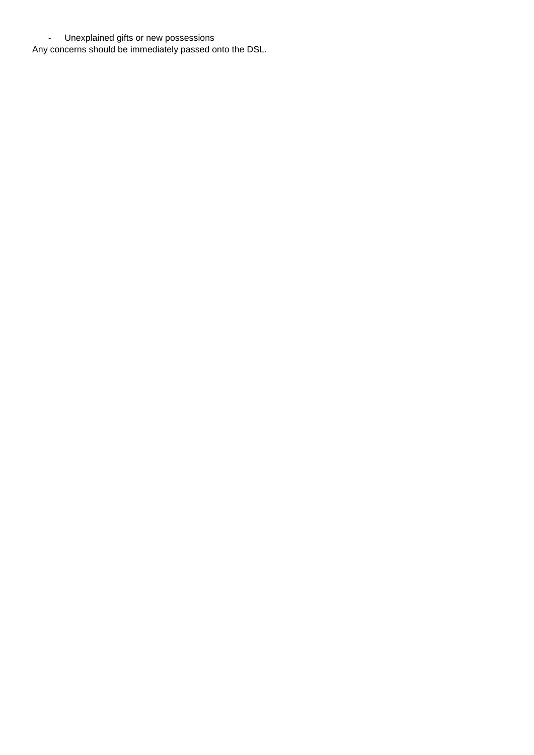- Unexplained gifts or new possessions

Any concerns should be immediately passed onto the DSL.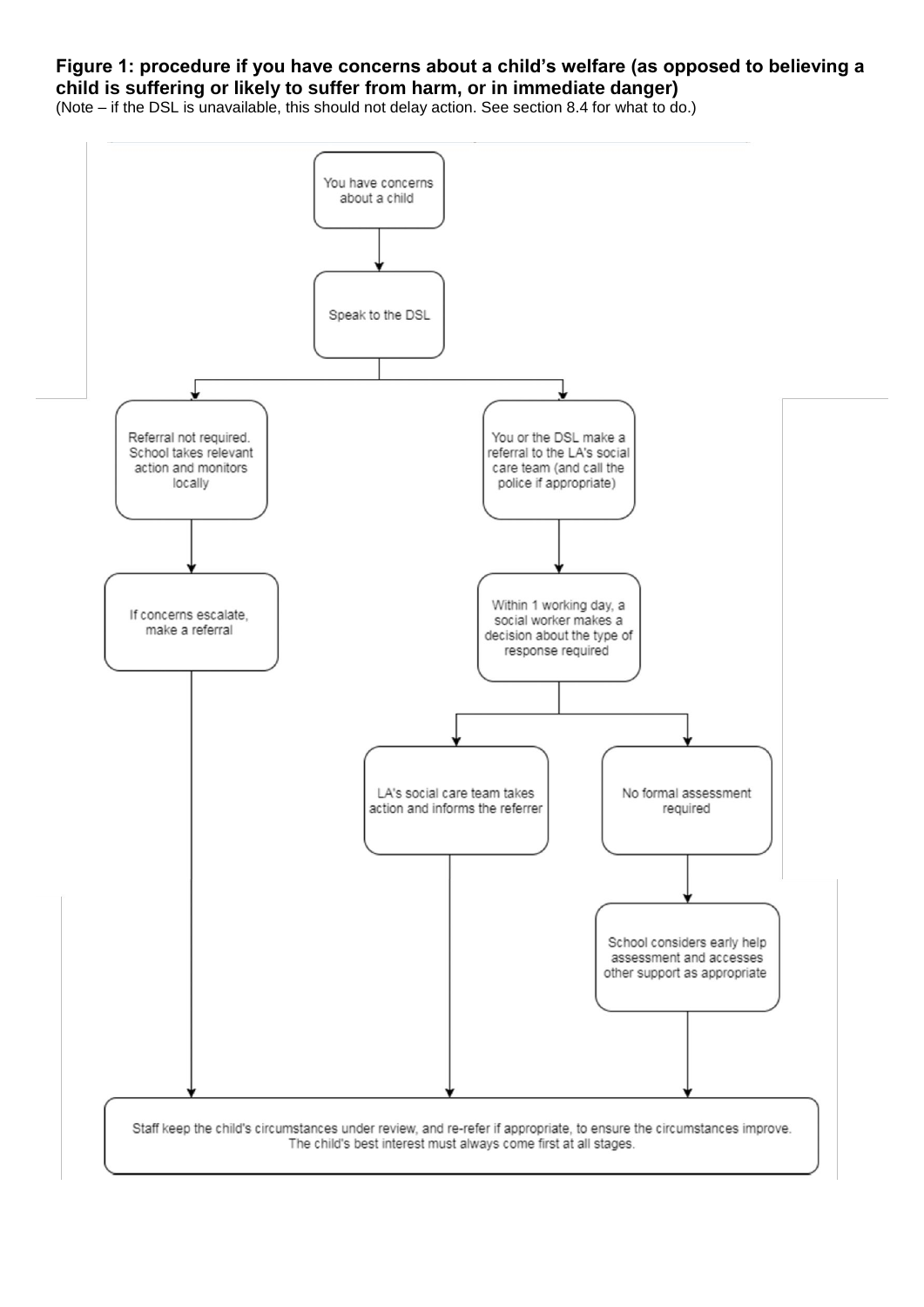**Figure 1: procedure if you have concerns about a child's welfare (as opposed to believing a child is suffering or likely to suffer from harm, or in immediate danger)**

(Note – if the DSL is unavailable, this should not delay action. See section 8.4 for what to do.)

You have concerns about a child

Speak to the DSL

Referral not required. School takes relevant action and monitors locally

If concerns escalate, make a referral

You or the DSL make a referral to the LA's social care team (and call the police if appropriate)

Within 1 working day, a social worker makes a decision about the type of response required

LA's social care team takes action and informs the referrer

No formal assessment required

School considers early help assessment and accesses other support as appropriate

Staff keep the child's circumstances under review, and re-refer if appropriate, to ensure the circumstances improve. The child's best interest must always come first at all stages.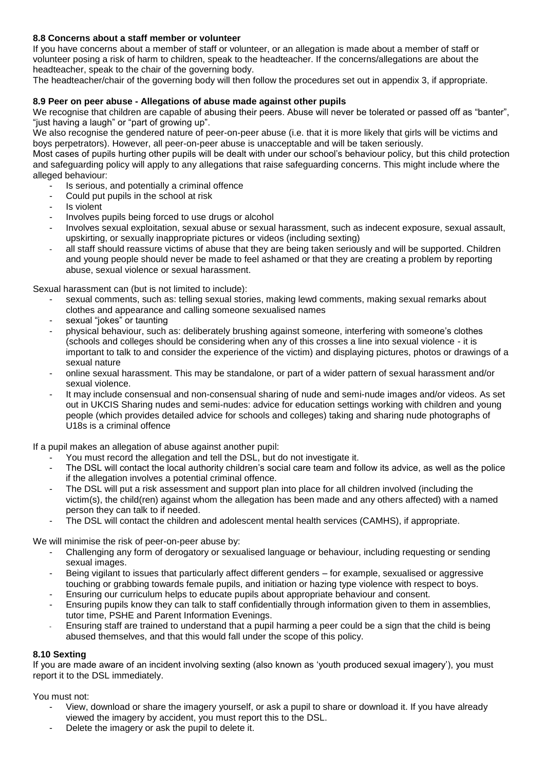### 8.8 Concerns about a staff member or volunteer

If you have concerns about a member of staff or volunteer, or an allegation is made about a member of staff or volunteer posing a risk of harm to children, speak to the headteacher. If the concerns/allegations are about the headteacher, speak to the chair of the governing body.

The headteacher/chair of the governing body will then follow the procedures set out in appendix 3, if appropriate.

### 8.9 Peer on peer abuse - Allegations of abuse made against other pupils

We recognise that children are capable of abusing their peers. Abuse will never be tolerated or passed off as "banter", "just having a laugh" or "part of growing up".

We also recognise the gendered nature of peer-on-peer abuse (i.e. that it is more likely that girls will be victims and boys perpetrators). However, all peer-on-peer abuse is unacceptable and will be taken seriously.

Most cases of pupils hurting other pupils will be dealt with under our school's behaviour policy, but this child protection and safeguarding policy will apply to any allegations that raise safeguarding concerns. This might include where the alleged behaviour:

- Is serious, and potentially a criminal offence
- Could put pupils in the school at risk
- Is violent
- Involves pupils being forced to use drugs or alcohol
- Involves sexual exploitation, sexual abuse or sexual harassment, such as indecent exposure, sexual assault, upskirting, or sexually inappropriate pictures or videos (including sexting)
- all staff should reassure victims of abuse that they are being taken seriously and will be supported. Children and young people should never be made to feel ashamed or that they are creating a problem by reporting abuse, sexual violence or sexual harassment.

Sexual harassment can (but is not limited to include):

- sexual comments, such as: telling sexual stories, making lewd comments, making sexual remarks about clothes and appearance and calling someone sexualised names
- sexual "jokes" or taunting
- physical behaviour, such as: deliberately brushing against someone, interfering with someone's clothes (schools and colleges should be considering when any of this crosses a line into sexual violence - it is important to talk to and consider the experience of the victim) and displaying pictures, photos or drawings of a sexual nature
- online sexual harassment. This may be standalone, or part of a wider pattern of sexual harassment and/or sexual violence.
- It may include consensual and non-consensual sharing of nude and semi-nude images and/or videos. As set out in UKCIS Sharing nudes and semi-nudes: advice for education settings working with children and young people (which provides detailed advice for schools and colleges) taking and sharing nude photographs of U18s is a criminal offence

If a pupil makes an allegation of abuse against another pupil:

- You must record the allegation and tell the DSL, but do not investigate it.
- The DSL will contact the local authority children's social care team and follow its advice, as well as the police if the allegation involves a potential criminal offence.
- The DSL will put a risk assessment and support plan into place for all children involved (including the victim(s), the child(ren) against whom the allegation has been made and any others affected) with a named person they can talk to if needed.
- The DSL will contact the children and adolescent mental health services (CAMHS), if appropriate.

We will minimise the risk of peer-on-peer abuse by:

- Challenging any form of derogatory or sexualised language or behaviour, including requesting or sending sexual images.
- Being vigilant to issues that particularly affect different genders – for example, sexualised or aggressive touching or grabbing towards female pupils, and initiation or hazing type violence with respect to boys.
- Ensuring our curriculum helps to educate pupils about appropriate behaviour and consent.
- Ensuring pupils know they can talk to staff confidentially through information given to them in assemblies, tutor time, PSHE and Parent Information Evenings.
- Ensuring staff are trained to understand that a pupil harming a peer could be a sign that the child is being abused themselves, and that this would fall under the scope of this policy.

### 8.10 Sexting

If you are made aware of an incident involving sexting (also known as 'youth produced sexual imagery'), you must report it to the DSL immediately.

You must not:

- View, download or share the imagery yourself, or ask a pupil to share or download it. If you have already viewed the imagery by accident, you must report this to the DSL.
- Delete the imagery or ask the pupil to delete it.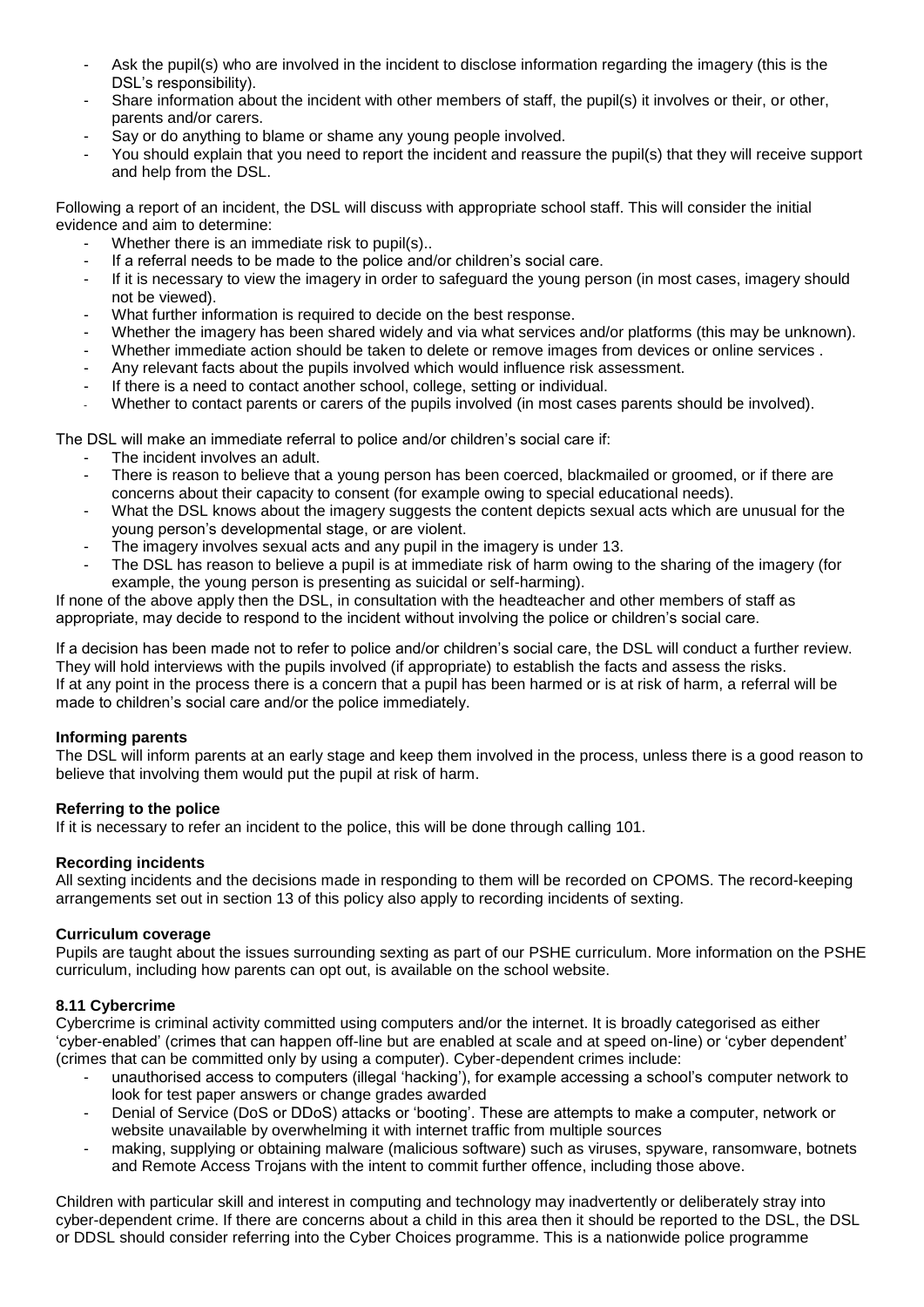- Ask the pupil(s) who are involved in the incident to disclose information regarding the imagery (this is the DSL's responsibility).
- Share information about the incident with other members of staff, the pupil(s) it involves or their, or other, parents and/or carers.
- Say or do anything to blame or shame any young people involved.
- You should explain that you need to report the incident and reassure the pupil(s) that they will receive support and help from the DSL.

Following a report of an incident, the DSL will discuss with appropriate school staff. This will consider the initial evidence and aim to determine:

- Whether there is an immediate risk to pupil(s)..
- If a referral needs to be made to the police and/or children's social care.
- If it is necessary to view the imagery in order to safeguard the young person (in most cases, imagery should not be viewed).
- What further information is required to decide on the best response.
- Whether the imagery has been shared widely and via what services and/or platforms (this may be unknown).
- Whether immediate action should be taken to delete or remove images from devices or online services .
- Any relevant facts about the pupils involved which would influence risk assessment.
- If there is a need to contact another school, college, setting or individual.
- Whether to contact parents or carers of the pupils involved (in most cases parents should be involved).

The DSL will make an immediate referral to police and/or children's social care if:

- The incident involves an adult.
- There is reason to believe that a young person has been coerced, blackmailed or groomed, or if there are concerns about their capacity to consent (for example owing to special educational needs).
- What the DSL knows about the imagery suggests the content depicts sexual acts which are unusual for the young person's developmental stage, or are violent.
- The imagery involves sexual acts and any pupil in the imagery is under 13.
- The DSL has reason to believe a pupil is at immediate risk of harm owing to the sharing of the imagery (for example, the young person is presenting as suicidal or self-harming).

If none of the above apply then the DSL, in consultation with the headteacher and other members of staff as appropriate, may decide to respond to the incident without involving the police or children's social care.

If a decision has been made not to refer to police and/or children's social care, the DSL will conduct a further review. They will hold interviews with the pupils involved (if appropriate) to establish the facts and assess the risks. If at any point in the process there is a concern that a pupil has been harmed or is at risk of harm, a referral will be made to children's social care and/or the police immediately.

**Informing parents**
The DSL will inform parents at an early stage and keep them involved in the process, unless there is a good reason to believe that involving them would put the pupil at risk of harm.

**Referring to the police**
If it is necessary to refer an incident to the police, this will be done through calling 101.

**Recording incidents**
All sexting incidents and the decisions made in responding to them will be recorded on CPOMS. The record-keeping arrangements set out in section 13 of this policy also apply to recording incidents of sexting.

**Curriculum coverage**
Pupils are taught about the issues surrounding sexting as part of our PSHE curriculum. More information on the PSHE curriculum, including how parents can opt out, is available on the school website.

**8.11 Cybercrime**
Cybercrime is criminal activity committed using computers and/or the internet. It is broadly categorised as either 'cyber-enabled' (crimes that can happen off-line but are enabled at scale and at speed on-line) or 'cyber dependent' (crimes that can be committed only by using a computer). Cyber-dependent crimes include:

- unauthorised access to computers (illegal 'hacking'), for example accessing a school's computer network to look for test paper answers or change grades awarded
- Denial of Service (DoS or DDoS) attacks or 'booting'. These are attempts to make a computer, network or website unavailable by overwhelming it with internet traffic from multiple sources
- making, supplying or obtaining malware (malicious software) such as viruses, spyware, ransomware, botnets and Remote Access Trojans with the intent to commit further offence, including those above.

Children with particular skill and interest in computing and technology may inadvertently or deliberately stray into cyber-dependent crime. If there are concerns about a child in this area then it should be reported to the DSL, the DSL or DDSL should consider referring into the Cyber Choices programme. This is a nationwide police programme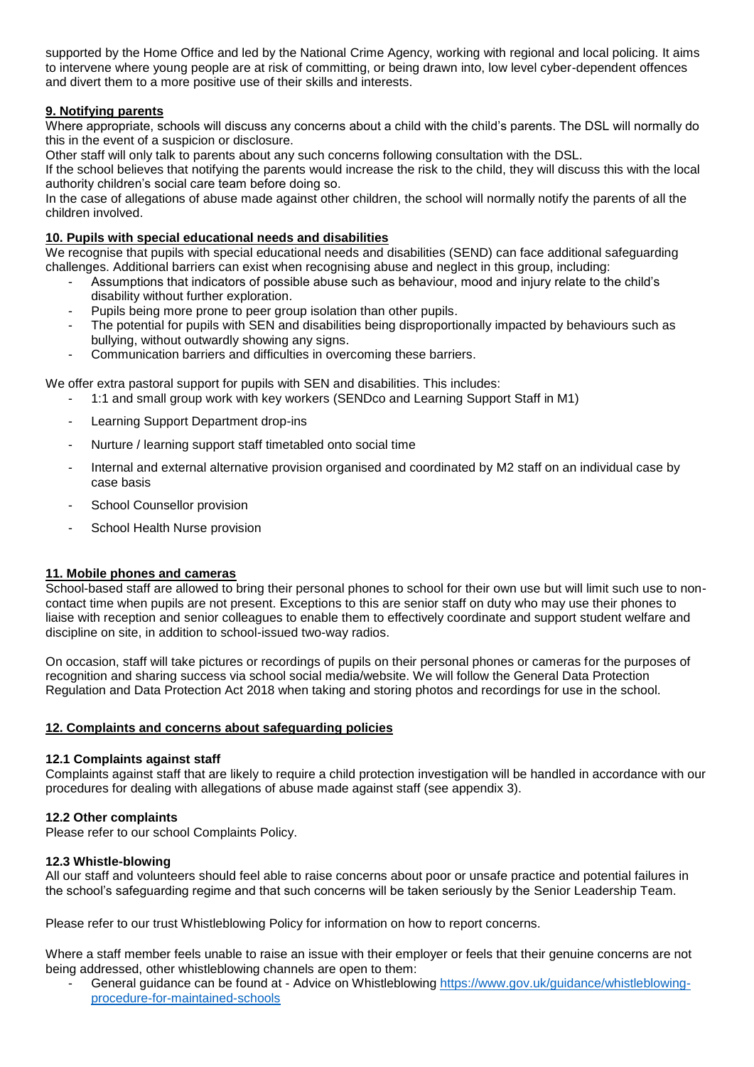supported by the Home Office and led by the National Crime Agency, working with regional and local policing. It aims to intervene where young people are at risk of committing, or being drawn into, low level cyber-dependent offences and divert them to a more positive use of their skills and interests.

## 9. Notifying parents

Where appropriate, schools will discuss any concerns about a child with the child's parents. The DSL will normally do this in the event of a suspicion or disclosure.

Other staff will only talk to parents about any such concerns following consultation with the DSL.

If the school believes that notifying the parents would increase the risk to the child, they will discuss this with the local authority children's social care team before doing so.

In the case of allegations of abuse made against other children, the school will normally notify the parents of all the children involved.

## 10. Pupils with special educational needs and disabilities

We recognise that pupils with special educational needs and disabilities (SEND) can face additional safeguarding challenges. Additional barriers can exist when recognising abuse and neglect in this group, including:

- Assumptions that indicators of possible abuse such as behaviour, mood and injury relate to the child's disability without further exploration.
- Pupils being more prone to peer group isolation than other pupils.
- The potential for pupils with SEN and disabilities being disproportionally impacted by behaviours such as bullying, without outwardly showing any signs.
- Communication barriers and difficulties in overcoming these barriers.

We offer extra pastoral support for pupils with SEN and disabilities. This includes:

- 1:1 and small group work with key workers (SENDco and Learning Support Staff in M1)
- Learning Support Department drop-ins
- Nurture / learning support staff timetabled onto social time
- Internal and external alternative provision organised and coordinated by M2 staff on an individual case by case basis
- School Counsellor provision
- School Health Nurse provision

## 11. Mobile phones and cameras

School-based staff are allowed to bring their personal phones to school for their own use but will limit such use to non-contact time when pupils are not present. Exceptions to this are senior staff on duty who may use their phones to liaise with reception and senior colleagues to enable them to effectively coordinate and support student welfare and discipline on site, in addition to school-issued two-way radios.

On occasion, staff will take pictures or recordings of pupils on their personal phones or cameras for the purposes of recognition and sharing success via school social media/website. We will follow the General Data Protection Regulation and Data Protection Act 2018 when taking and storing photos and recordings for use in the school.

## 12. Complaints and concerns about safeguarding policies

### 12.1 Complaints against staff

Complaints against staff that are likely to require a child protection investigation will be handled in accordance with our procedures for dealing with allegations of abuse made against staff (see appendix 3).

### 12.2 Other complaints

Please refer to our school Complaints Policy.

### 12.3 Whistle-blowing

All our staff and volunteers should feel able to raise concerns about poor or unsafe practice and potential failures in the school's safeguarding regime and that such concerns will be taken seriously by the Senior Leadership Team.

Please refer to our trust Whistleblowing Policy for information on how to report concerns.

Where a staff member feels unable to raise an issue with their employer or feels that their genuine concerns are not being addressed, other whistleblowing channels are open to them:

- General guidance can be found at - Advice on Whistleblowing https://www.gov.uk/guidance/whistleblowing-procedure-for-maintained-schools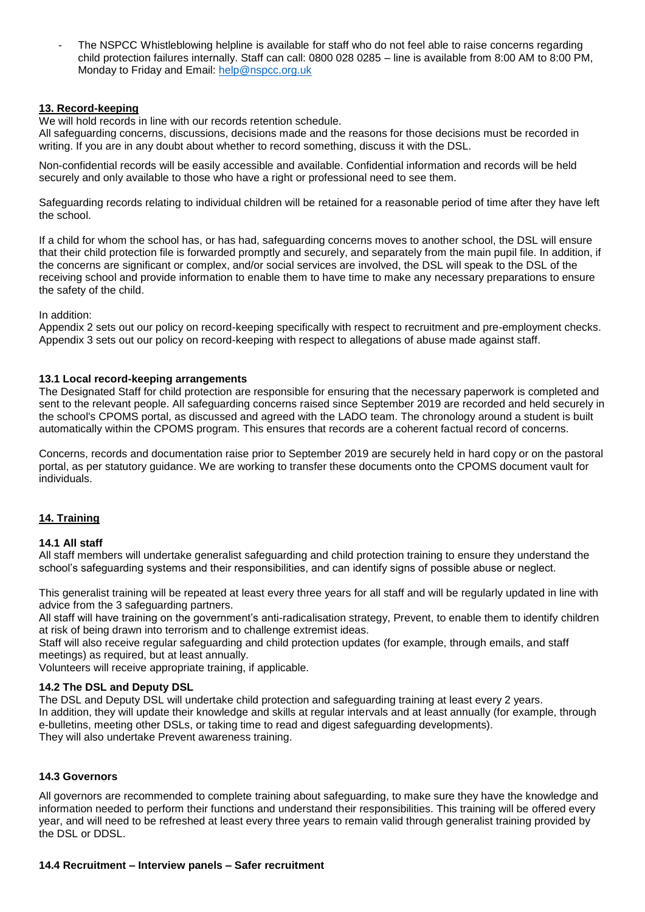- The NSPCC Whistleblowing helpline is available for staff who do not feel able to raise concerns regarding child protection failures internally. Staff can call: 0800 028 0285 – line is available from 8:00 AM to 8:00 PM, Monday to Friday and Email: help@nspcc.org.uk

## 13. Record-keeping

We will hold records in line with our records retention schedule.
All safeguarding concerns, discussions, decisions made and the reasons for those decisions must be recorded in writing. If you are in any doubt about whether to record something, discuss it with the DSL.

Non-confidential records will be easily accessible and available. Confidential information and records will be held securely and only available to those who have a right or professional need to see them.

Safeguarding records relating to individual children will be retained for a reasonable period of time after they have left the school.

If a child for whom the school has, or has had, safeguarding concerns moves to another school, the DSL will ensure that their child protection file is forwarded promptly and securely, and separately from the main pupil file. In addition, if the concerns are significant or complex, and/or social services are involved, the DSL will speak to the DSL of the receiving school and provide information to enable them to have time to make any necessary preparations to ensure the safety of the child.

In addition:
Appendix 2 sets out our policy on record-keeping specifically with respect to recruitment and pre-employment checks.
Appendix 3 sets out our policy on record-keeping with respect to allegations of abuse made against staff.

### 13.1 Local record-keeping arrangements

The Designated Staff for child protection are responsible for ensuring that the necessary paperwork is completed and sent to the relevant people. All safeguarding concerns raised since September 2019 are recorded and held securely in the school's CPOMS portal, as discussed and agreed with the LADO team. The chronology around a student is built automatically within the CPOMS program. This ensures that records are a coherent factual record of concerns.

Concerns, records and documentation raise prior to September 2019 are securely held in hard copy or on the pastoral portal, as per statutory guidance. We are working to transfer these documents onto the CPOMS document vault for individuals.

## 14. Training

### 14.1 All staff

All staff members will undertake generalist safeguarding and child protection training to ensure they understand the school's safeguarding systems and their responsibilities, and can identify signs of possible abuse or neglect.

This generalist training will be repeated at least every three years for all staff and will be regularly updated in line with advice from the 3 safeguarding partners.
All staff will have training on the government's anti-radicalisation strategy, Prevent, to enable them to identify children at risk of being drawn into terrorism and to challenge extremist ideas.
Staff will also receive regular safeguarding and child protection updates (for example, through emails, and staff meetings) as required, but at least annually.
Volunteers will receive appropriate training, if applicable.

### 14.2 The DSL and Deputy DSL

The DSL and Deputy DSL will undertake child protection and safeguarding training at least every 2 years.
In addition, they will update their knowledge and skills at regular intervals and at least annually (for example, through e-bulletins, meeting other DSLs, or taking time to read and digest safeguarding developments).
They will also undertake Prevent awareness training.

### 14.3 Governors

All governors are recommended to complete training about safeguarding, to make sure they have the knowledge and information needed to perform their functions and understand their responsibilities. This training will be offered every year, and will need to be refreshed at least every three years to remain valid through generalist training provided by the DSL or DDSL.

### 14.4 Recruitment – Interview panels – Safer recruitment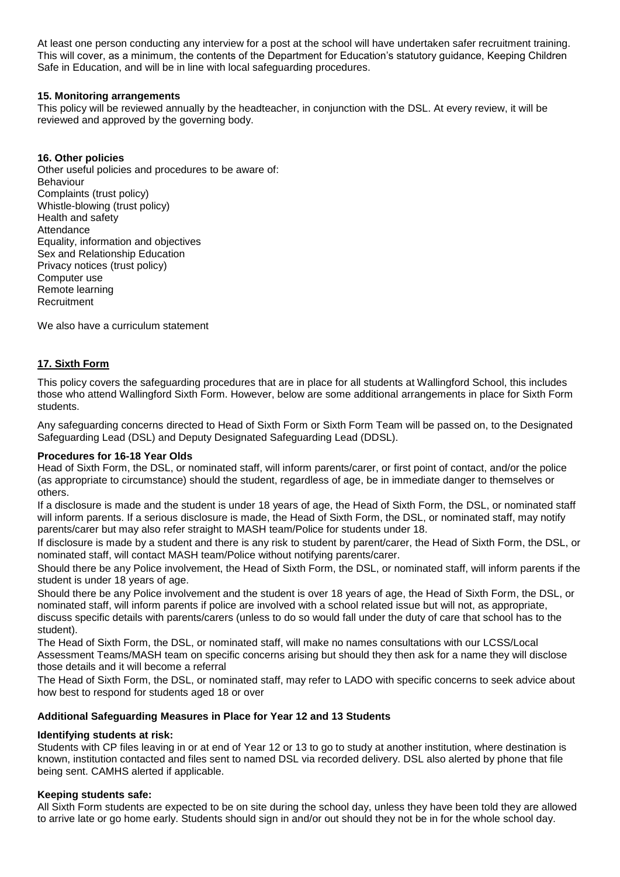At least one person conducting any interview for a post at the school will have undertaken safer recruitment training. This will cover, as a minimum, the contents of the Department for Education's statutory guidance, Keeping Children Safe in Education, and will be in line with local safeguarding procedures.

**15. Monitoring arrangements**

This policy will be reviewed annually by the headteacher, in conjunction with the DSL. At every review, it will be reviewed and approved by the governing body.

**16. Other policies**

Other useful policies and procedures to be aware of:
Behaviour
Complaints (trust policy)
Whistle-blowing (trust policy)
Health and safety
Attendance
Equality, information and objectives
Sex and Relationship Education
Privacy notices (trust policy)
Computer use
Remote learning
Recruitment

We also have a curriculum statement

**17. Sixth Form**

This policy covers the safeguarding procedures that are in place for all students at Wallingford School, this includes those who attend Wallingford Sixth Form. However, below are some additional arrangements in place for Sixth Form students.

Any safeguarding concerns directed to Head of Sixth Form or Sixth Form Team will be passed on, to the Designated Safeguarding Lead (DSL) and Deputy Designated Safeguarding Lead (DDSL).

**Procedures for 16-18 Year Olds**

Head of Sixth Form, the DSL, or nominated staff, will inform parents/carer, or first point of contact, and/or the police (as appropriate to circumstance) should the student, regardless of age, be in immediate danger to themselves or others.

If a disclosure is made and the student is under 18 years of age, the Head of Sixth Form, the DSL, or nominated staff will inform parents. If a serious disclosure is made, the Head of Sixth Form, the DSL, or nominated staff, may notify parents/carer but may also refer straight to MASH team/Police for students under 18.

If disclosure is made by a student and there is any risk to student by parent/carer, the Head of Sixth Form, the DSL, or nominated staff, will contact MASH team/Police without notifying parents/carer.

Should there be any Police involvement, the Head of Sixth Form, the DSL, or nominated staff, will inform parents if the student is under 18 years of age.

Should there be any Police involvement and the student is over 18 years of age, the Head of Sixth Form, the DSL, or nominated staff, will inform parents if police are involved with a school related issue but will not, as appropriate, discuss specific details with parents/carers (unless to do so would fall under the duty of care that school has to the student).

The Head of Sixth Form, the DSL, or nominated staff, will make no names consultations with our LCSS/Local Assessment Teams/MASH team on specific concerns arising but should they then ask for a name they will disclose those details and it will become a referral

The Head of Sixth Form, the DSL, or nominated staff, may refer to LADO with specific concerns to seek advice about how best to respond for students aged 18 or over

**Additional Safeguarding Measures in Place for Year 12 and 13 Students**

**Identifying students at risk:**

Students with CP files leaving in or at end of Year 12 or 13 to go to study at another institution, where destination is known, institution contacted and files sent to named DSL via recorded delivery. DSL also alerted by phone that file being sent. CAMHS alerted if applicable.

**Keeping students safe:**

All Sixth Form students are expected to be on site during the school day, unless they have been told they are allowed to arrive late or go home early. Students should sign in and/or out should they not be in for the whole school day.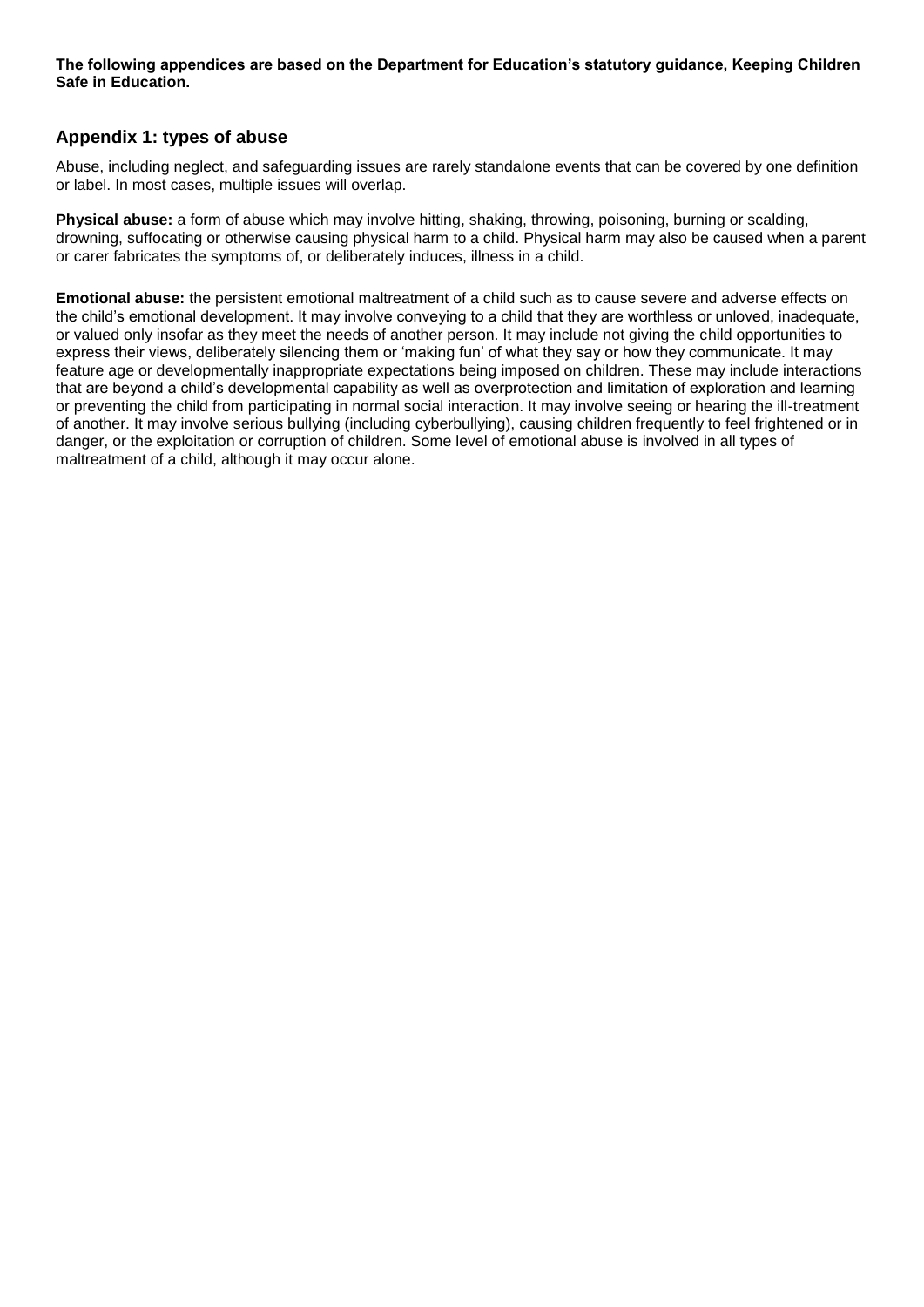**The following appendices are based on the Department for Education's statutory guidance, Keeping Children Safe in Education.**

## Appendix 1: types of abuse

Abuse, including neglect, and safeguarding issues are rarely standalone events that can be covered by one definition or label. In most cases, multiple issues will overlap.

**Physical abuse:** a form of abuse which may involve hitting, shaking, throwing, poisoning, burning or scalding, drowning, suffocating or otherwise causing physical harm to a child. Physical harm may also be caused when a parent or carer fabricates the symptoms of, or deliberately induces, illness in a child.

**Emotional abuse:** the persistent emotional maltreatment of a child such as to cause severe and adverse effects on the child's emotional development. It may involve conveying to a child that they are worthless or unloved, inadequate, or valued only insofar as they meet the needs of another person. It may include not giving the child opportunities to express their views, deliberately silencing them or 'making fun' of what they say or how they communicate. It may feature age or developmentally inappropriate expectations being imposed on children. These may include interactions that are beyond a child's developmental capability as well as overprotection and limitation of exploration and learning or preventing the child from participating in normal social interaction. It may involve seeing or hearing the ill-treatment of another. It may involve serious bullying (including cyberbullying), causing children frequently to feel frightened or in danger, or the exploitation or corruption of children. Some level of emotional abuse is involved in all types of maltreatment of a child, although it may occur alone.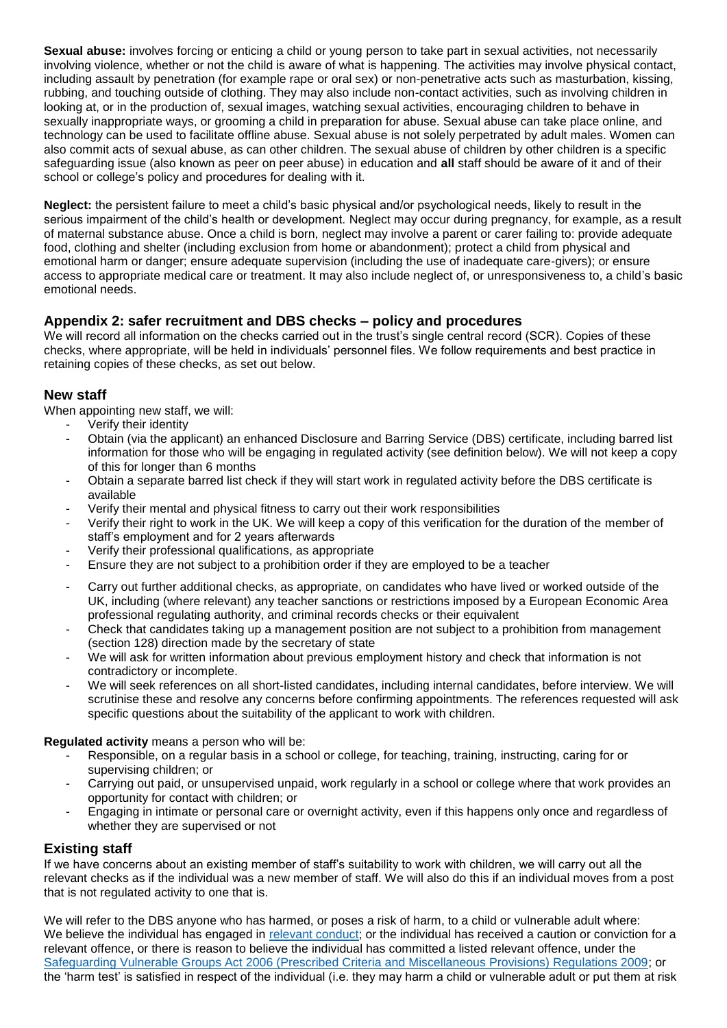**Sexual abuse:** involves forcing or enticing a child or young person to take part in sexual activities, not necessarily involving violence, whether or not the child is aware of what is happening. The activities may involve physical contact, including assault by penetration (for example rape or oral sex) or non-penetrative acts such as masturbation, kissing, rubbing, and touching outside of clothing. They may also include non-contact activities, such as involving children in looking at, or in the production of, sexual images, watching sexual activities, encouraging children to behave in sexually inappropriate ways, or grooming a child in preparation for abuse. Sexual abuse can take place online, and technology can be used to facilitate offline abuse. Sexual abuse is not solely perpetrated by adult males. Women can also commit acts of sexual abuse, as can other children. The sexual abuse of children by other children is a specific safeguarding issue (also known as peer on peer abuse) in education and **all** staff should be aware of it and of their school or college's policy and procedures for dealing with it.

**Neglect:** the persistent failure to meet a child's basic physical and/or psychological needs, likely to result in the serious impairment of the child's health or development. Neglect may occur during pregnancy, for example, as a result of maternal substance abuse. Once a child is born, neglect may involve a parent or carer failing to: provide adequate food, clothing and shelter (including exclusion from home or abandonment); protect a child from physical and emotional harm or danger; ensure adequate supervision (including the use of inadequate care-givers); or ensure access to appropriate medical care or treatment. It may also include neglect of, or unresponsiveness to, a child's basic emotional needs.

## Appendix 2: safer recruitment and DBS checks – policy and procedures

We will record all information on the checks carried out in the trust's single central record (SCR). Copies of these checks, where appropriate, will be held in individuals' personnel files. We follow requirements and best practice in retaining copies of these checks, as set out below.

### New staff

When appointing new staff, we will:

- Verify their identity
- Obtain (via the applicant) an enhanced Disclosure and Barring Service (DBS) certificate, including barred list information for those who will be engaging in regulated activity (see definition below). We will not keep a copy of this for longer than 6 months
- Obtain a separate barred list check if they will start work in regulated activity before the DBS certificate is available
- Verify their mental and physical fitness to carry out their work responsibilities
- Verify their right to work in the UK. We will keep a copy of this verification for the duration of the member of staff's employment and for 2 years afterwards
- Verify their professional qualifications, as appropriate
- Ensure they are not subject to a prohibition order if they are employed to be a teacher
- Carry out further additional checks, as appropriate, on candidates who have lived or worked outside of the UK, including (where relevant) any teacher sanctions or restrictions imposed by a European Economic Area professional regulating authority, and criminal records checks or their equivalent
- Check that candidates taking up a management position are not subject to a prohibition from management (section 128) direction made by the secretary of state
- We will ask for written information about previous employment history and check that information is not contradictory or incomplete.
- We will seek references on all short-listed candidates, including internal candidates, before interview. We will scrutinise these and resolve any concerns before confirming appointments. The references requested will ask specific questions about the suitability of the applicant to work with children.

**Regulated activity** means a person who will be:

- Responsible, on a regular basis in a school or college, for teaching, training, instructing, caring for or supervising children; or
- Carrying out paid, or unsupervised unpaid, work regularly in a school or college where that work provides an opportunity for contact with children; or
- Engaging in intimate or personal care or overnight activity, even if this happens only once and regardless of whether they are supervised or not

### Existing staff

If we have concerns about an existing member of staff's suitability to work with children, we will carry out all the relevant checks as if the individual was a new member of staff. We will also do this if an individual moves from a post that is not regulated activity to one that is.

We will refer to the DBS anyone who has harmed, or poses a risk of harm, to a child or vulnerable adult where: We believe the individual has engaged in relevant conduct; or the individual has received a caution or conviction for a relevant offence, or there is reason to believe the individual has committed a listed relevant offence, under the Safeguarding Vulnerable Groups Act 2006 (Prescribed Criteria and Miscellaneous Provisions) Regulations 2009; or the 'harm test' is satisfied in respect of the individual (i.e. they may harm a child or vulnerable adult or put them at risk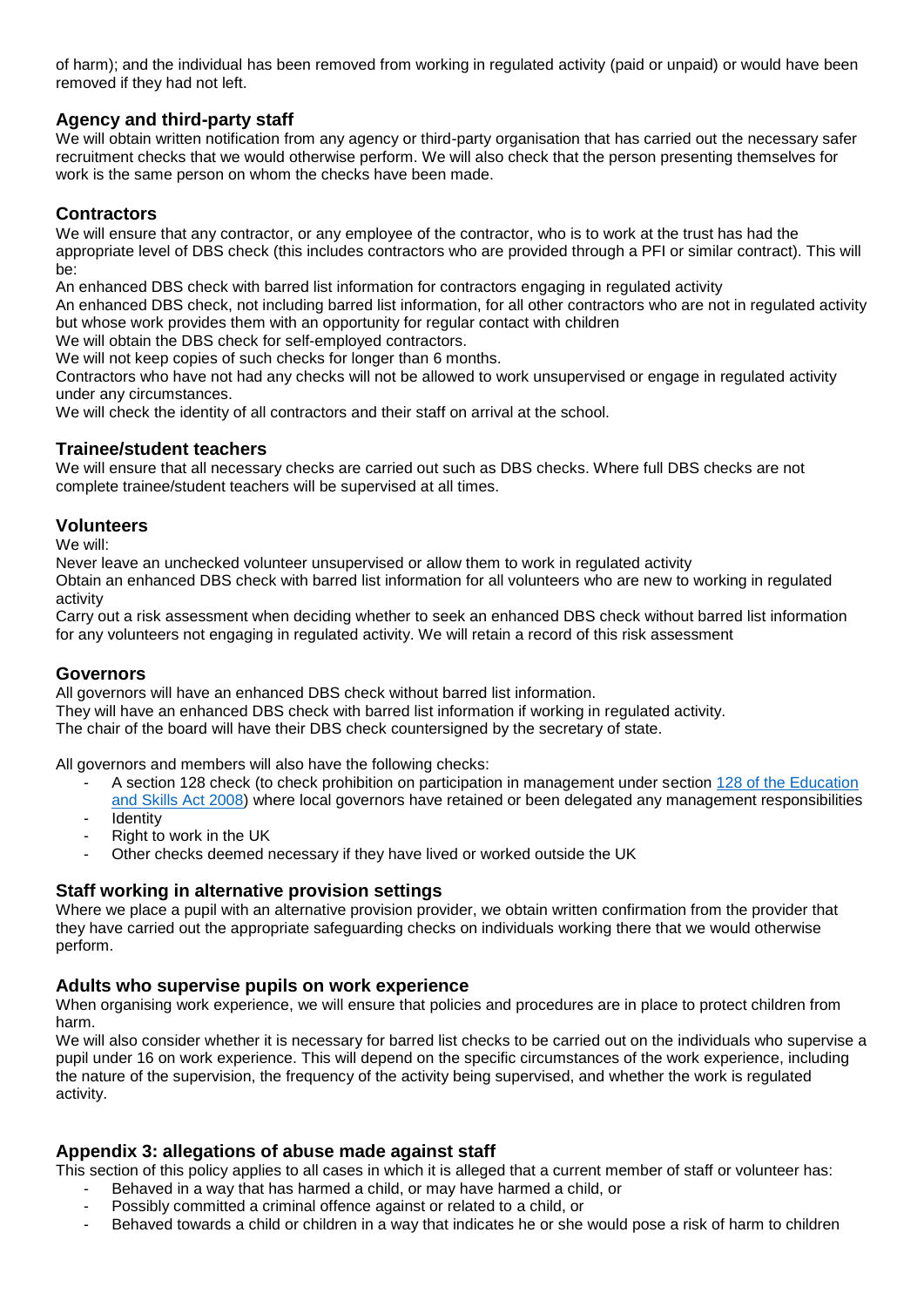of harm); and the individual has been removed from working in regulated activity (paid or unpaid) or would have been removed if they had not left.

### Agency and third-party staff

We will obtain written notification from any agency or third-party organisation that has carried out the necessary safer recruitment checks that we would otherwise perform. We will also check that the person presenting themselves for work is the same person on whom the checks have been made.

### Contractors

We will ensure that any contractor, or any employee of the contractor, who is to work at the trust has had the appropriate level of DBS check (this includes contractors who are provided through a PFI or similar contract). This will be:

An enhanced DBS check with barred list information for contractors engaging in regulated activity

An enhanced DBS check, not including barred list information, for all other contractors who are not in regulated activity but whose work provides them with an opportunity for regular contact with children

We will obtain the DBS check for self-employed contractors.

We will not keep copies of such checks for longer than 6 months.

Contractors who have not had any checks will not be allowed to work unsupervised or engage in regulated activity under any circumstances.

We will check the identity of all contractors and their staff on arrival at the school.

### Trainee/student teachers

We will ensure that all necessary checks are carried out such as DBS checks. Where full DBS checks are not complete trainee/student teachers will be supervised at all times.

### Volunteers

We will:

Never leave an unchecked volunteer unsupervised or allow them to work in regulated activity

Obtain an enhanced DBS check with barred list information for all volunteers who are new to working in regulated activity

Carry out a risk assessment when deciding whether to seek an enhanced DBS check without barred list information for any volunteers not engaging in regulated activity. We will retain a record of this risk assessment

### Governors

All governors will have an enhanced DBS check without barred list information.

They will have an enhanced DBS check with barred list information if working in regulated activity.

The chair of the board will have their DBS check countersigned by the secretary of state.

All governors and members will also have the following checks:

- A section 128 check (to check prohibition on participation in management under section 128 of the Education and Skills Act 2008) where local governors have retained or been delegated any management responsibilities
- Identity
- Right to work in the UK
- Other checks deemed necessary if they have lived or worked outside the UK

### Staff working in alternative provision settings

Where we place a pupil with an alternative provision provider, we obtain written confirmation from the provider that they have carried out the appropriate safeguarding checks on individuals working there that we would otherwise perform.

### Adults who supervise pupils on work experience

When organising work experience, we will ensure that policies and procedures are in place to protect children from harm.

We will also consider whether it is necessary for barred list checks to be carried out on the individuals who supervise a pupil under 16 on work experience. This will depend on the specific circumstances of the work experience, including the nature of the supervision, the frequency of the activity being supervised, and whether the work is regulated activity.

## Appendix 3: allegations of abuse made against staff

This section of this policy applies to all cases in which it is alleged that a current member of staff or volunteer has:

- Behaved in a way that has harmed a child, or may have harmed a child, or
- Possibly committed a criminal offence against or related to a child, or
- Behaved towards a child or children in a way that indicates he or she would pose a risk of harm to children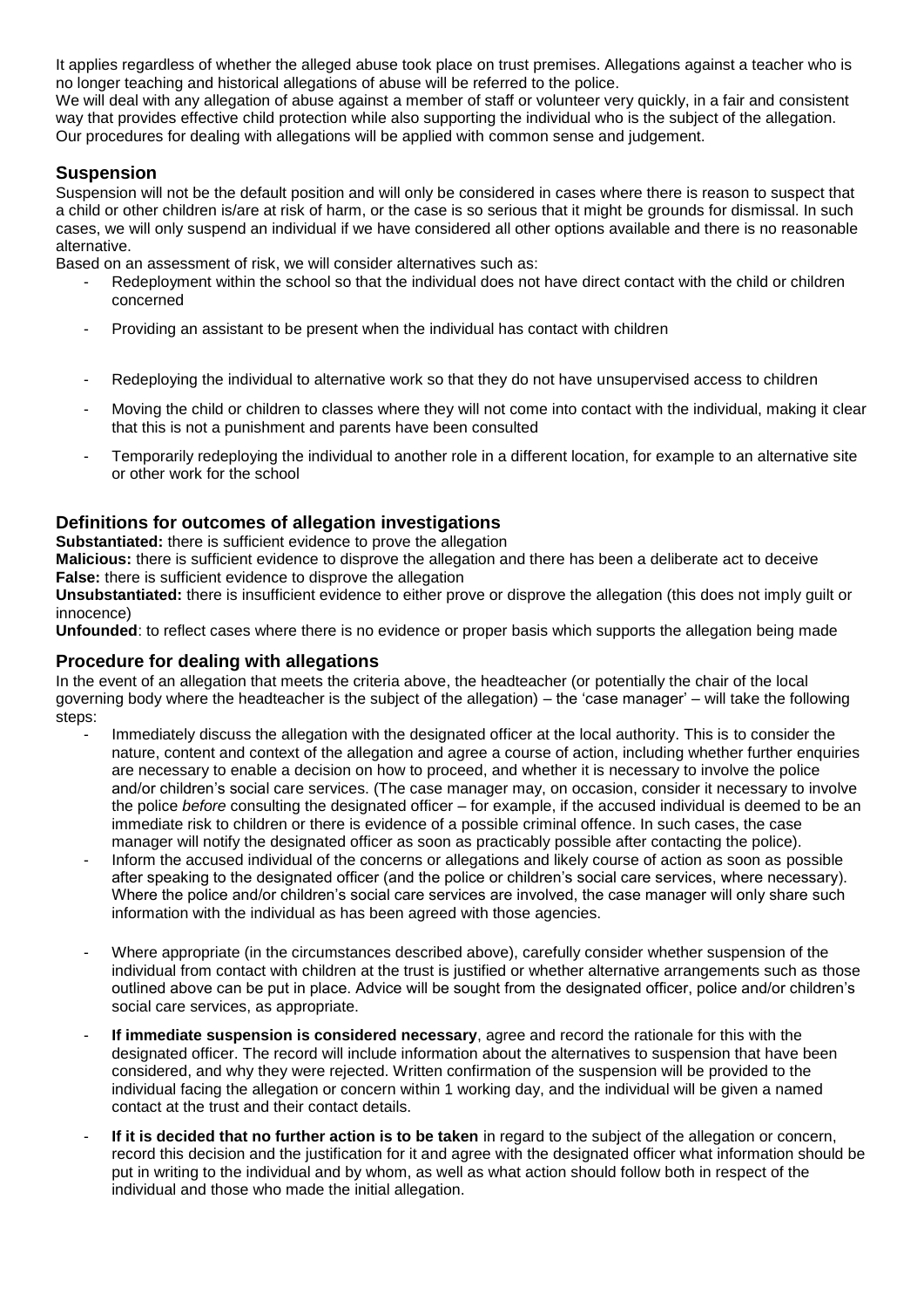It applies regardless of whether the alleged abuse took place on trust premises. Allegations against a teacher who is no longer teaching and historical allegations of abuse will be referred to the police.

We will deal with any allegation of abuse against a member of staff or volunteer very quickly, in a fair and consistent way that provides effective child protection while also supporting the individual who is the subject of the allegation. Our procedures for dealing with allegations will be applied with common sense and judgement.

## Suspension

Suspension will not be the default position and will only be considered in cases where there is reason to suspect that a child or other children is/are at risk of harm, or the case is so serious that it might be grounds for dismissal. In such cases, we will only suspend an individual if we have considered all other options available and there is no reasonable alternative.

Based on an assessment of risk, we will consider alternatives such as:

- Redeployment within the school so that the individual does not have direct contact with the child or children concerned
- Providing an assistant to be present when the individual has contact with children
- Redeploying the individual to alternative work so that they do not have unsupervised access to children
- Moving the child or children to classes where they will not come into contact with the individual, making it clear that this is not a punishment and parents have been consulted
- Temporarily redeploying the individual to another role in a different location, for example to an alternative site or other work for the school

## Definitions for outcomes of allegation investigations

**Substantiated:** there is sufficient evidence to prove the allegation

**Malicious:** there is sufficient evidence to disprove the allegation and there has been a deliberate act to deceive

**False:** there is sufficient evidence to disprove the allegation

**Unsubstantiated:** there is insufficient evidence to either prove or disprove the allegation (this does not imply guilt or innocence)

**Unfounded**: to reflect cases where there is no evidence or proper basis which supports the allegation being made

## Procedure for dealing with allegations

In the event of an allegation that meets the criteria above, the headteacher (or potentially the chair of the local governing body where the headteacher is the subject of the allegation) – the 'case manager' – will take the following steps:

- Immediately discuss the allegation with the designated officer at the local authority. This is to consider the nature, content and context of the allegation and agree a course of action, including whether further enquiries are necessary to enable a decision on how to proceed, and whether it is necessary to involve the police and/or children's social care services. (The case manager may, on occasion, consider it necessary to involve the police *before* consulting the designated officer – for example, if the accused individual is deemed to be an immediate risk to children or there is evidence of a possible criminal offence. In such cases, the case manager will notify the designated officer as soon as practicably possible after contacting the police).
- Inform the accused individual of the concerns or allegations and likely course of action as soon as possible after speaking to the designated officer (and the police or children's social care services, where necessary). Where the police and/or children's social care services are involved, the case manager will only share such information with the individual as has been agreed with those agencies.
- Where appropriate (in the circumstances described above), carefully consider whether suspension of the individual from contact with children at the trust is justified or whether alternative arrangements such as those outlined above can be put in place. Advice will be sought from the designated officer, police and/or children's social care services, as appropriate.
- **If immediate suspension is considered necessary**, agree and record the rationale for this with the designated officer. The record will include information about the alternatives to suspension that have been considered, and why they were rejected. Written confirmation of the suspension will be provided to the individual facing the allegation or concern within 1 working day, and the individual will be given a named contact at the trust and their contact details.
- **If it is decided that no further action is to be taken** in regard to the subject of the allegation or concern, record this decision and the justification for it and agree with the designated officer what information should be put in writing to the individual and by whom, as well as what action should follow both in respect of the individual and those who made the initial allegation.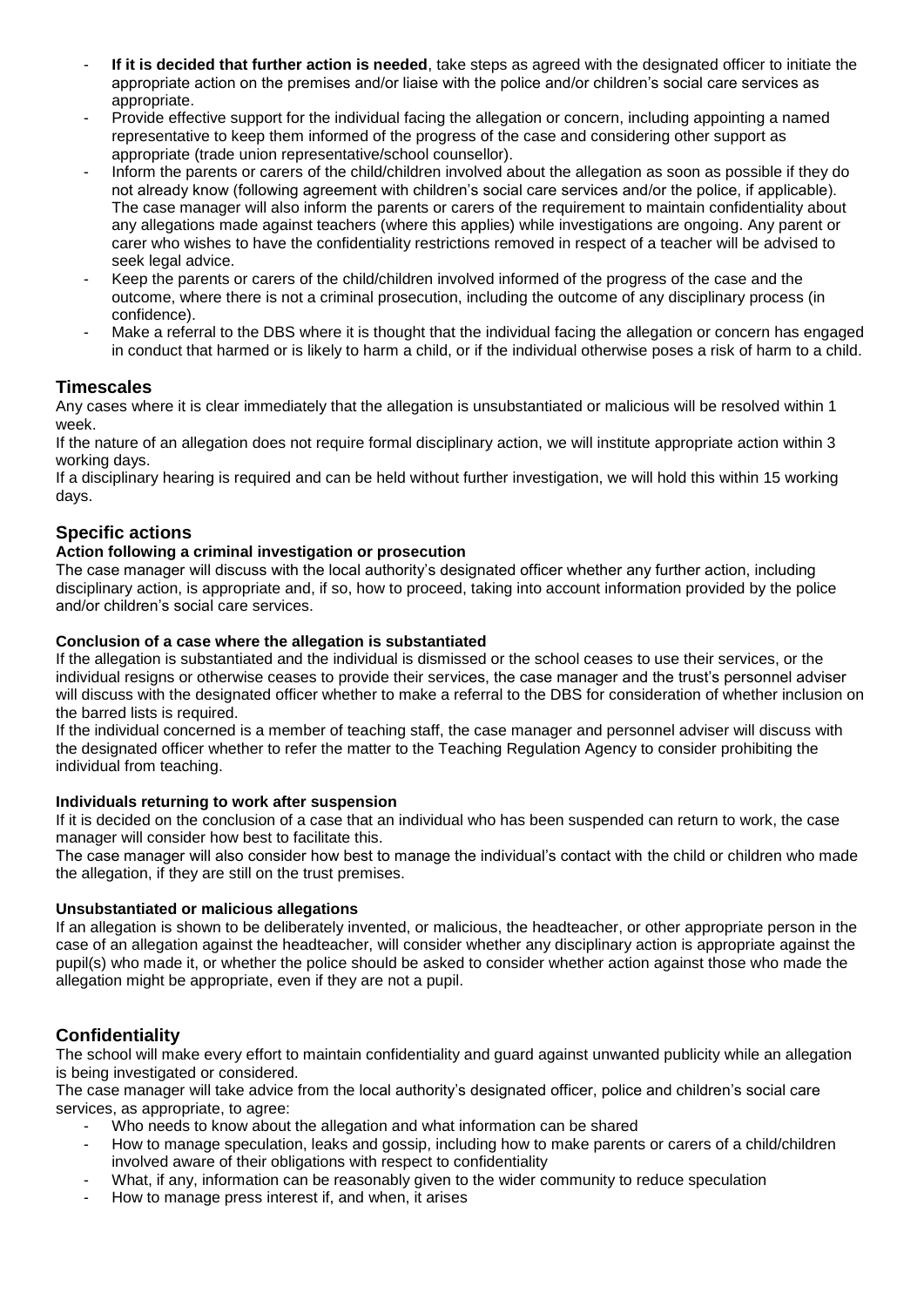- **If it is decided that further action is needed**, take steps as agreed with the designated officer to initiate the appropriate action on the premises and/or liaise with the police and/or children's social care services as appropriate.
- Provide effective support for the individual facing the allegation or concern, including appointing a named representative to keep them informed of the progress of the case and considering other support as appropriate (trade union representative/school counsellor).
- Inform the parents or carers of the child/children involved about the allegation as soon as possible if they do not already know (following agreement with children's social care services and/or the police, if applicable). The case manager will also inform the parents or carers of the requirement to maintain confidentiality about any allegations made against teachers (where this applies) while investigations are ongoing. Any parent or carer who wishes to have the confidentiality restrictions removed in respect of a teacher will be advised to seek legal advice.
- Keep the parents or carers of the child/children involved informed of the progress of the case and the outcome, where there is not a criminal prosecution, including the outcome of any disciplinary process (in confidence).
- Make a referral to the DBS where it is thought that the individual facing the allegation or concern has engaged in conduct that harmed or is likely to harm a child, or if the individual otherwise poses a risk of harm to a child.

## Timescales

Any cases where it is clear immediately that the allegation is unsubstantiated or malicious will be resolved within 1 week.

If the nature of an allegation does not require formal disciplinary action, we will institute appropriate action within 3 working days.

If a disciplinary hearing is required and can be held without further investigation, we will hold this within 15 working days.

## Specific actions

### Action following a criminal investigation or prosecution

The case manager will discuss with the local authority's designated officer whether any further action, including disciplinary action, is appropriate and, if so, how to proceed, taking into account information provided by the police and/or children's social care services.

### Conclusion of a case where the allegation is substantiated

If the allegation is substantiated and the individual is dismissed or the school ceases to use their services, or the individual resigns or otherwise ceases to provide their services, the case manager and the trust's personnel adviser will discuss with the designated officer whether to make a referral to the DBS for consideration of whether inclusion on the barred lists is required.

If the individual concerned is a member of teaching staff, the case manager and personnel adviser will discuss with the designated officer whether to refer the matter to the Teaching Regulation Agency to consider prohibiting the individual from teaching.

### Individuals returning to work after suspension

If it is decided on the conclusion of a case that an individual who has been suspended can return to work, the case manager will consider how best to facilitate this.

The case manager will also consider how best to manage the individual's contact with the child or children who made the allegation, if they are still on the trust premises.

### Unsubstantiated or malicious allegations

If an allegation is shown to be deliberately invented, or malicious, the headteacher, or other appropriate person in the case of an allegation against the headteacher, will consider whether any disciplinary action is appropriate against the pupil(s) who made it, or whether the police should be asked to consider whether action against those who made the allegation might be appropriate, even if they are not a pupil.

## Confidentiality

The school will make every effort to maintain confidentiality and guard against unwanted publicity while an allegation is being investigated or considered.

The case manager will take advice from the local authority's designated officer, police and children's social care services, as appropriate, to agree:

- Who needs to know about the allegation and what information can be shared
- How to manage speculation, leaks and gossip, including how to make parents or carers of a child/children involved aware of their obligations with respect to confidentiality
- What, if any, information can be reasonably given to the wider community to reduce speculation
- How to manage press interest if, and when, it arises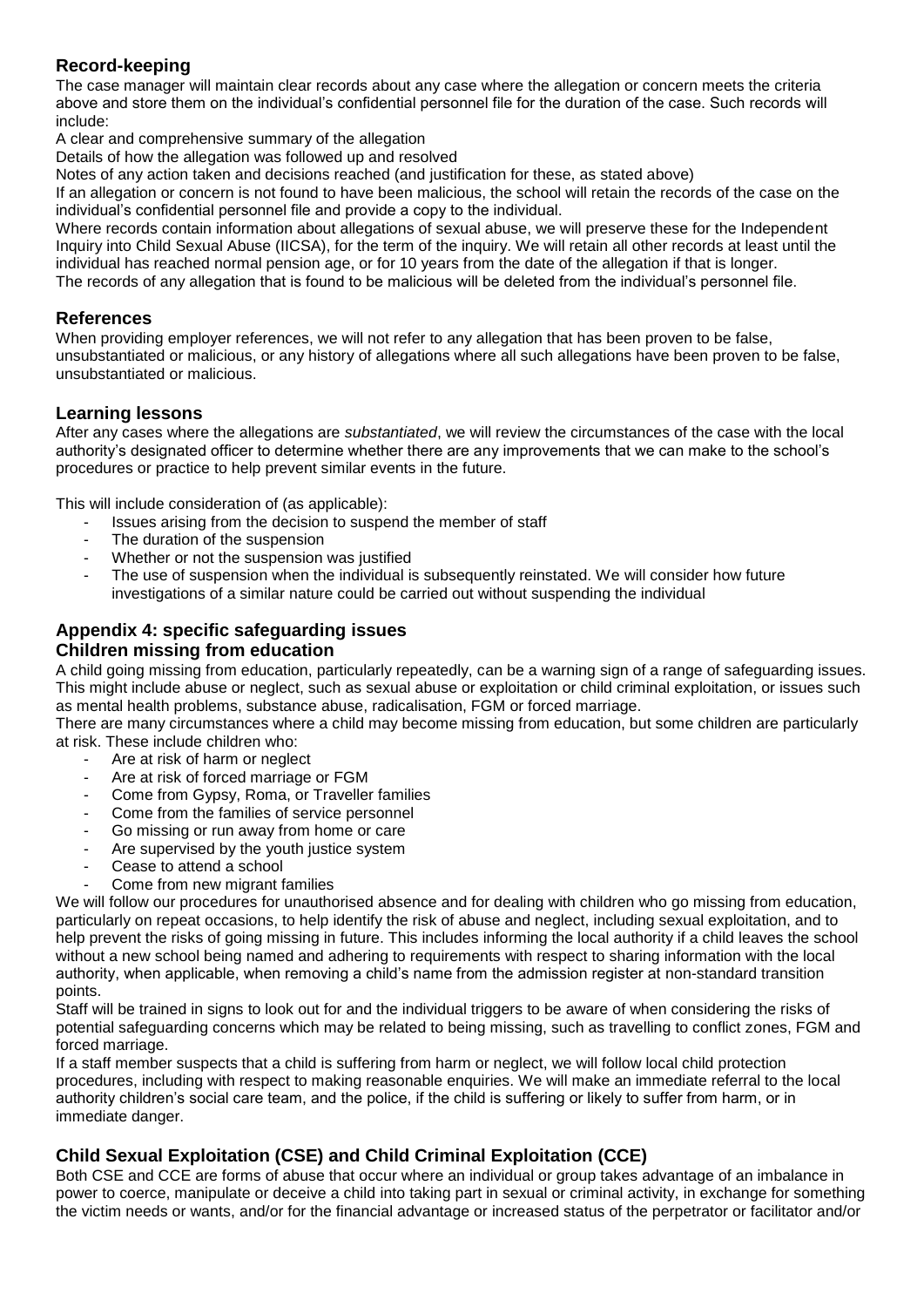## Record-keeping

The case manager will maintain clear records about any case where the allegation or concern meets the criteria above and store them on the individual's confidential personnel file for the duration of the case. Such records will include:

A clear and comprehensive summary of the allegation

Details of how the allegation was followed up and resolved

Notes of any action taken and decisions reached (and justification for these, as stated above)

If an allegation or concern is not found to have been malicious, the school will retain the records of the case on the individual's confidential personnel file and provide a copy to the individual.

Where records contain information about allegations of sexual abuse, we will preserve these for the Independent Inquiry into Child Sexual Abuse (IICSA), for the term of the inquiry. We will retain all other records at least until the individual has reached normal pension age, or for 10 years from the date of the allegation if that is longer.

The records of any allegation that is found to be malicious will be deleted from the individual's personnel file.

## References

When providing employer references, we will not refer to any allegation that has been proven to be false, unsubstantiated or malicious, or any history of allegations where all such allegations have been proven to be false, unsubstantiated or malicious.

## Learning lessons

After any cases where the allegations are *substantiated*, we will review the circumstances of the case with the local authority's designated officer to determine whether there are any improvements that we can make to the school's procedures or practice to help prevent similar events in the future.

This will include consideration of (as applicable):

- Issues arising from the decision to suspend the member of staff
- The duration of the suspension
- Whether or not the suspension was justified
- The use of suspension when the individual is subsequently reinstated. We will consider how future investigations of a similar nature could be carried out without suspending the individual

# Appendix 4: specific safeguarding issues

## Children missing from education

A child going missing from education, particularly repeatedly, can be a warning sign of a range of safeguarding issues. This might include abuse or neglect, such as sexual abuse or exploitation or child criminal exploitation, or issues such as mental health problems, substance abuse, radicalisation, FGM or forced marriage.

There are many circumstances where a child may become missing from education, but some children are particularly at risk. These include children who:

- Are at risk of harm or neglect
- Are at risk of forced marriage or FGM
- Come from Gypsy, Roma, or Traveller families
- Come from the families of service personnel
- Go missing or run away from home or care
- Are supervised by the youth justice system
- Cease to attend a school
- Come from new migrant families

We will follow our procedures for unauthorised absence and for dealing with children who go missing from education, particularly on repeat occasions, to help identify the risk of abuse and neglect, including sexual exploitation, and to help prevent the risks of going missing in future. This includes informing the local authority if a child leaves the school without a new school being named and adhering to requirements with respect to sharing information with the local authority, when applicable, when removing a child's name from the admission register at non-standard transition points.

Staff will be trained in signs to look out for and the individual triggers to be aware of when considering the risks of potential safeguarding concerns which may be related to being missing, such as travelling to conflict zones, FGM and forced marriage.

If a staff member suspects that a child is suffering from harm or neglect, we will follow local child protection procedures, including with respect to making reasonable enquiries. We will make an immediate referral to the local authority children's social care team, and the police, if the child is suffering or likely to suffer from harm, or in immediate danger.

## Child Sexual Exploitation (CSE) and Child Criminal Exploitation (CCE)

Both CSE and CCE are forms of abuse that occur where an individual or group takes advantage of an imbalance in power to coerce, manipulate or deceive a child into taking part in sexual or criminal activity, in exchange for something the victim needs or wants, and/or for the financial advantage or increased status of the perpetrator or facilitator and/or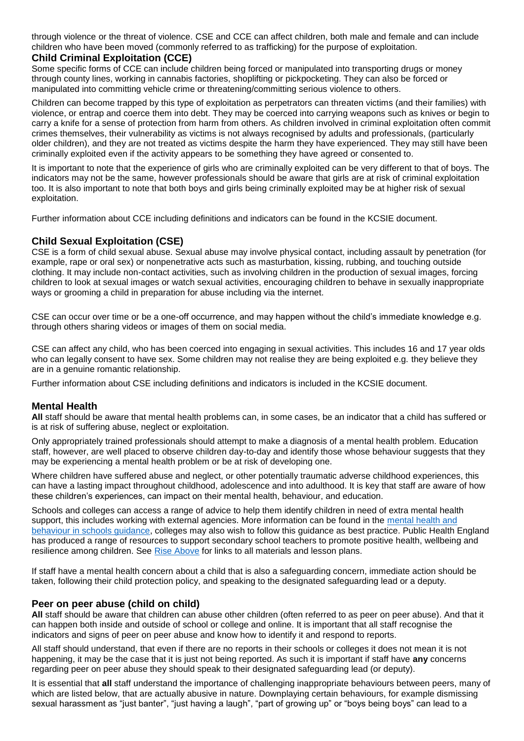through violence or the threat of violence. CSE and CCE can affect children, both male and female and can include children who have been moved (commonly referred to as trafficking) for the purpose of exploitation.

## Child Criminal Exploitation (CCE)

Some specific forms of CCE can include children being forced or manipulated into transporting drugs or money through county lines, working in cannabis factories, shoplifting or pickpocketing. They can also be forced or manipulated into committing vehicle crime or threatening/committing serious violence to others.

Children can become trapped by this type of exploitation as perpetrators can threaten victims (and their families) with violence, or entrap and coerce them into debt. They may be coerced into carrying weapons such as knives or begin to carry a knife for a sense of protection from harm from others. As children involved in criminal exploitation often commit crimes themselves, their vulnerability as victims is not always recognised by adults and professionals, (particularly older children), and they are not treated as victims despite the harm they have experienced. They may still have been criminally exploited even if the activity appears to be something they have agreed or consented to.

It is important to note that the experience of girls who are criminally exploited can be very different to that of boys. The indicators may not be the same, however professionals should be aware that girls are at risk of criminal exploitation too. It is also important to note that both boys and girls being criminally exploited may be at higher risk of sexual exploitation.

Further information about CCE including definitions and indicators can be found in the KCSIE document.

## Child Sexual Exploitation (CSE)

CSE is a form of child sexual abuse. Sexual abuse may involve physical contact, including assault by penetration (for example, rape or oral sex) or nonpenetrative acts such as masturbation, kissing, rubbing, and touching outside clothing. It may include non-contact activities, such as involving children in the production of sexual images, forcing children to look at sexual images or watch sexual activities, encouraging children to behave in sexually inappropriate ways or grooming a child in preparation for abuse including via the internet.

CSE can occur over time or be a one-off occurrence, and may happen without the child's immediate knowledge e.g. through others sharing videos or images of them on social media.

CSE can affect any child, who has been coerced into engaging in sexual activities. This includes 16 and 17 year olds who can legally consent to have sex. Some children may not realise they are being exploited e.g. they believe they are in a genuine romantic relationship.

Further information about CSE including definitions and indicators is included in the KCSIE document.

## Mental Health

**All** staff should be aware that mental health problems can, in some cases, be an indicator that a child has suffered or is at risk of suffering abuse, neglect or exploitation.

Only appropriately trained professionals should attempt to make a diagnosis of a mental health problem. Education staff, however, are well placed to observe children day-to-day and identify those whose behaviour suggests that they may be experiencing a mental health problem or be at risk of developing one.

Where children have suffered abuse and neglect, or other potentially traumatic adverse childhood experiences, this can have a lasting impact throughout childhood, adolescence and into adulthood. It is key that staff are aware of how these children's experiences, can impact on their mental health, behaviour, and education.

Schools and colleges can access a range of advice to help them identify children in need of extra mental health support, this includes working with external agencies. More information can be found in the [mental health and behaviour in schools guidance](), colleges may also wish to follow this guidance as best practice. Public Health England has produced a range of resources to support secondary school teachers to promote positive health, wellbeing and resilience among children. See [Rise Above]() for links to all materials and lesson plans.

If staff have a mental health concern about a child that is also a safeguarding concern, immediate action should be taken, following their child protection policy, and speaking to the designated safeguarding lead or a deputy.

## Peer on peer abuse (child on child)

**All** staff should be aware that children can abuse other children (often referred to as peer on peer abuse). And that it can happen both inside and outside of school or college and online. It is important that all staff recognise the indicators and signs of peer on peer abuse and know how to identify it and respond to reports.

All staff should understand, that even if there are no reports in their schools or colleges it does not mean it is not happening, it may be the case that it is just not being reported. As such it is important if staff have **any** concerns regarding peer on peer abuse they should speak to their designated safeguarding lead (or deputy).

It is essential that **all** staff understand the importance of challenging inappropriate behaviours between peers, many of which are listed below, that are actually abusive in nature. Downplaying certain behaviours, for example dismissing sexual harassment as "just banter", "just having a laugh", "part of growing up" or "boys being boys" can lead to a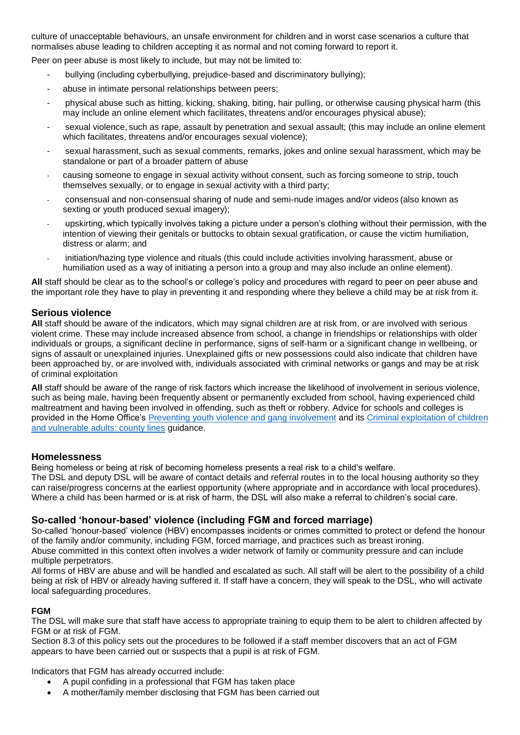culture of unacceptable behaviours, an unsafe environment for children and in worst case scenarios a culture that normalises abuse leading to children accepting it as normal and not coming forward to report it.

Peer on peer abuse is most likely to include, but may not be limited to:

- bullying (including cyberbullying, prejudice-based and discriminatory bullying);
- abuse in intimate personal relationships between peers;
- physical abuse such as hitting, kicking, shaking, biting, hair pulling, or otherwise causing physical harm (this may include an online element which facilitates, threatens and/or encourages physical abuse);
- sexual violence, such as rape, assault by penetration and sexual assault; (this may include an online element which facilitates, threatens and/or encourages sexual violence);
- sexual harassment, such as sexual comments, remarks, jokes and online sexual harassment, which may be standalone or part of a broader pattern of abuse
- causing someone to engage in sexual activity without consent, such as forcing someone to strip, touch themselves sexually, or to engage in sexual activity with a third party;
- consensual and non-consensual sharing of nude and semi-nude images and/or videos (also known as sexting or youth produced sexual imagery);
- upskirting, which typically involves taking a picture under a person's clothing without their permission, with the intention of viewing their genitals or buttocks to obtain sexual gratification, or cause the victim humiliation, distress or alarm; and
- initiation/hazing type violence and rituals (this could include activities involving harassment, abuse or humiliation used as a way of initiating a person into a group and may also include an online element).

**All** staff should be clear as to the school's or college's policy and procedures with regard to peer on peer abuse and the important role they have to play in preventing it and responding where they believe a child may be at risk from it.

## Serious violence

**All** staff should be aware of the indicators, which may signal children are at risk from, or are involved with serious violent crime. These may include increased absence from school, a change in friendships or relationships with older individuals or groups, a significant decline in performance, signs of self-harm or a significant change in wellbeing, or signs of assault or unexplained injuries. Unexplained gifts or new possessions could also indicate that children have been approached by, or are involved with, individuals associated with criminal networks or gangs and may be at risk of criminal exploitation

**All** staff should be aware of the range of risk factors which increase the likelihood of involvement in serious violence, such as being male, having been frequently absent or permanently excluded from school, having experienced child maltreatment and having been involved in offending, such as theft or robbery. Advice for schools and colleges is provided in the Home Office's Preventing youth violence and gang involvement and its Criminal exploitation of children and vulnerable adults: county lines guidance.

## Homelessness

Being homeless or being at risk of becoming homeless presents a real risk to a child's welfare.
The DSL and deputy DSL will be aware of contact details and referral routes in to the local housing authority so they can raise/progress concerns at the earliest opportunity (where appropriate and in accordance with local procedures). Where a child has been harmed or is at risk of harm, the DSL will also make a referral to children's social care.

## So-called 'honour-based' violence (including FGM and forced marriage)

So-called 'honour-based' violence (HBV) encompasses incidents or crimes committed to protect or defend the honour of the family and/or community, including FGM, forced marriage, and practices such as breast ironing.
Abuse committed in this context often involves a wider network of family or community pressure and can include multiple perpetrators.
All forms of HBV are abuse and will be handled and escalated as such. All staff will be alert to the possibility of a child being at risk of HBV or already having suffered it. If staff have a concern, they will speak to the DSL, who will activate local safeguarding procedures.

### FGM

The DSL will make sure that staff have access to appropriate training to equip them to be alert to children affected by FGM or at risk of FGM.
Section 8.3 of this policy sets out the procedures to be followed if a staff member discovers that an act of FGM appears to have been carried out or suspects that a pupil is at risk of FGM.

Indicators that FGM has already occurred include:

- A pupil confiding in a professional that FGM has taken place
- A mother/family member disclosing that FGM has been carried out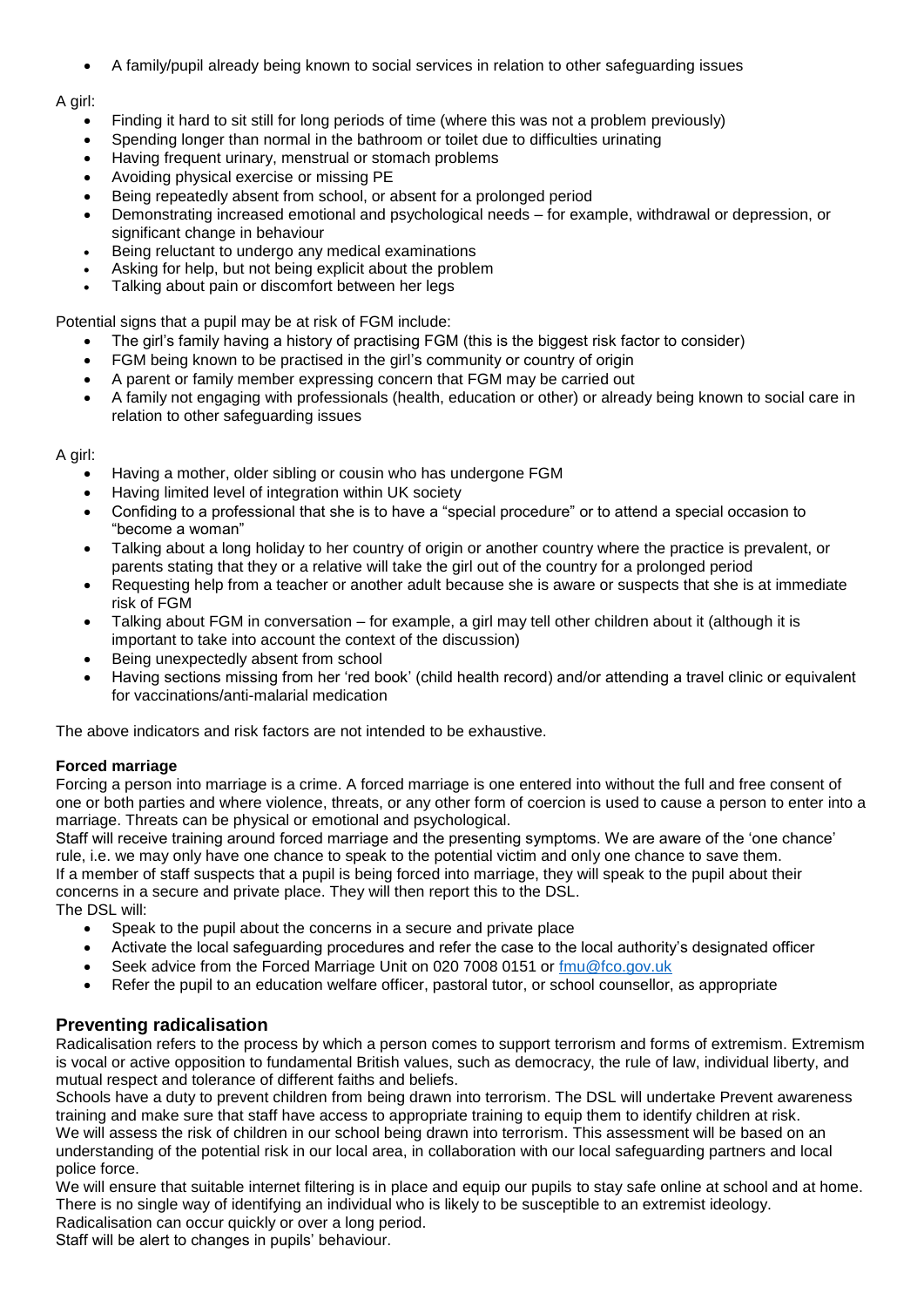- A family/pupil already being known to social services in relation to other safeguarding issues

A girl:

- Finding it hard to sit still for long periods of time (where this was not a problem previously)
- Spending longer than normal in the bathroom or toilet due to difficulties urinating
- Having frequent urinary, menstrual or stomach problems
- Avoiding physical exercise or missing PE
- Being repeatedly absent from school, or absent for a prolonged period
- Demonstrating increased emotional and psychological needs – for example, withdrawal or depression, or significant change in behaviour
- Being reluctant to undergo any medical examinations
- Asking for help, but not being explicit about the problem
- Talking about pain or discomfort between her legs

Potential signs that a pupil may be at risk of FGM include:

- The girl's family having a history of practising FGM (this is the biggest risk factor to consider)
- FGM being known to be practised in the girl's community or country of origin
- A parent or family member expressing concern that FGM may be carried out
- A family not engaging with professionals (health, education or other) or already being known to social care in relation to other safeguarding issues

A girl:

- Having a mother, older sibling or cousin who has undergone FGM
- Having limited level of integration within UK society
- Confiding to a professional that she is to have a "special procedure" or to attend a special occasion to "become a woman"
- Talking about a long holiday to her country of origin or another country where the practice is prevalent, or parents stating that they or a relative will take the girl out of the country for a prolonged period
- Requesting help from a teacher or another adult because she is aware or suspects that she is at immediate risk of FGM
- Talking about FGM in conversation – for example, a girl may tell other children about it (although it is important to take into account the context of the discussion)
- Being unexpectedly absent from school
- Having sections missing from her 'red book' (child health record) and/or attending a travel clinic or equivalent for vaccinations/anti-malarial medication

The above indicators and risk factors are not intended to be exhaustive.

**Forced marriage**

Forcing a person into marriage is a crime. A forced marriage is one entered into without the full and free consent of one or both parties and where violence, threats, or any other form of coercion is used to cause a person to enter into a marriage. Threats can be physical or emotional and psychological.

Staff will receive training around forced marriage and the presenting symptoms. We are aware of the 'one chance' rule, i.e. we may only have one chance to speak to the potential victim and only one chance to save them.

If a member of staff suspects that a pupil is being forced into marriage, they will speak to the pupil about their concerns in a secure and private place. They will then report this to the DSL.

The DSL will:

- Speak to the pupil about the concerns in a secure and private place
- Activate the local safeguarding procedures and refer the case to the local authority's designated officer
- Seek advice from the Forced Marriage Unit on 020 7008 0151 or fmu@fco.gov.uk
- Refer the pupil to an education welfare officer, pastoral tutor, or school counsellor, as appropriate

## Preventing radicalisation

Radicalisation refers to the process by which a person comes to support terrorism and forms of extremism. Extremism is vocal or active opposition to fundamental British values, such as democracy, the rule of law, individual liberty, and mutual respect and tolerance of different faiths and beliefs.

Schools have a duty to prevent children from being drawn into terrorism. The DSL will undertake Prevent awareness training and make sure that staff have access to appropriate training to equip them to identify children at risk.

We will assess the risk of children in our school being drawn into terrorism. This assessment will be based on an understanding of the potential risk in our local area, in collaboration with our local safeguarding partners and local police force.

We will ensure that suitable internet filtering is in place and equip our pupils to stay safe online at school and at home.

There is no single way of identifying an individual who is likely to be susceptible to an extremist ideology.

Radicalisation can occur quickly or over a long period.

Staff will be alert to changes in pupils' behaviour.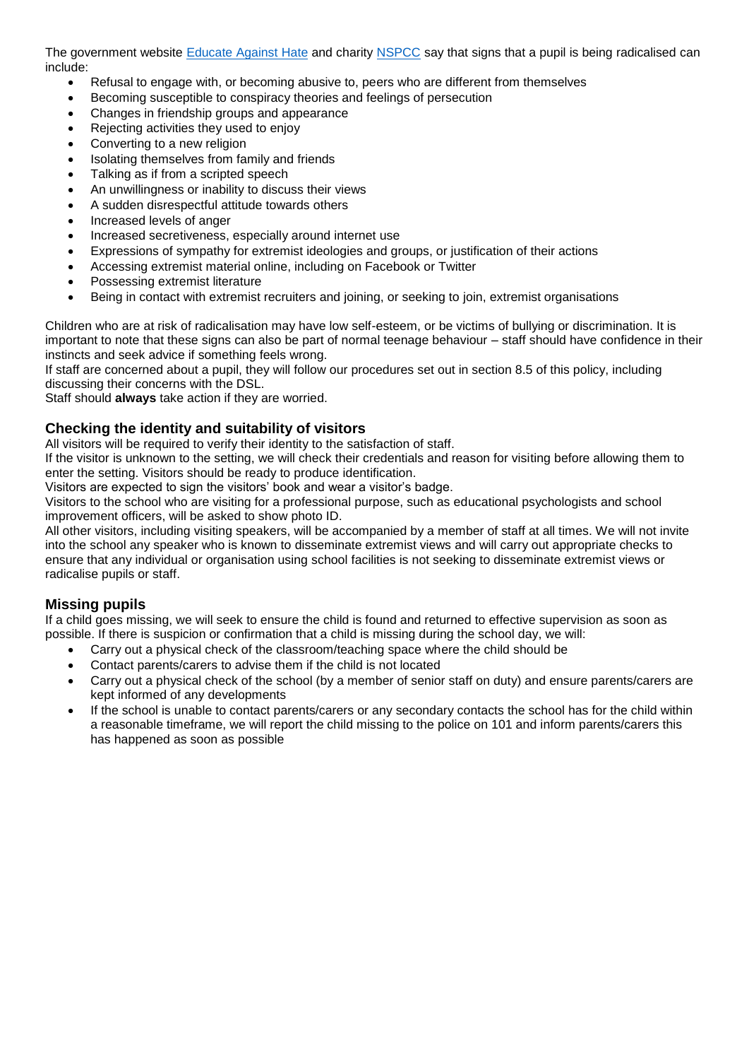The government website [Educate Against Hate](https://educateagainsthate.com) and charity [NSPCC](https://www.nspcc.org.uk) say that signs that a pupil is being radicalised can include:

- Refusal to engage with, or becoming abusive to, peers who are different from themselves
- Becoming susceptible to conspiracy theories and feelings of persecution
- Changes in friendship groups and appearance
- Rejecting activities they used to enjoy
- Converting to a new religion
- Isolating themselves from family and friends
- Talking as if from a scripted speech
- An unwillingness or inability to discuss their views
- A sudden disrespectful attitude towards others
- Increased levels of anger
- Increased secretiveness, especially around internet use
- Expressions of sympathy for extremist ideologies and groups, or justification of their actions
- Accessing extremist material online, including on Facebook or Twitter
- Possessing extremist literature
- Being in contact with extremist recruiters and joining, or seeking to join, extremist organisations

Children who are at risk of radicalisation may have low self-esteem, or be victims of bullying or discrimination. It is important to note that these signs can also be part of normal teenage behaviour – staff should have confidence in their instincts and seek advice if something feels wrong.

If staff are concerned about a pupil, they will follow our procedures set out in section 8.5 of this policy, including discussing their concerns with the DSL.

Staff should **always** take action if they are worried.

## Checking the identity and suitability of visitors

All visitors will be required to verify their identity to the satisfaction of staff.

If the visitor is unknown to the setting, we will check their credentials and reason for visiting before allowing them to enter the setting. Visitors should be ready to produce identification.

Visitors are expected to sign the visitors' book and wear a visitor's badge.

Visitors to the school who are visiting for a professional purpose, such as educational psychologists and school improvement officers, will be asked to show photo ID.

All other visitors, including visiting speakers, will be accompanied by a member of staff at all times. We will not invite into the school any speaker who is known to disseminate extremist views and will carry out appropriate checks to ensure that any individual or organisation using school facilities is not seeking to disseminate extremist views or radicalise pupils or staff.

## Missing pupils

If a child goes missing, we will seek to ensure the child is found and returned to effective supervision as soon as possible. If there is suspicion or confirmation that a child is missing during the school day, we will:

- Carry out a physical check of the classroom/teaching space where the child should be
- Contact parents/carers to advise them if the child is not located
- Carry out a physical check of the school (by a member of senior staff on duty) and ensure parents/carers are kept informed of any developments
- If the school is unable to contact parents/carers or any secondary contacts the school has for the child within a reasonable timeframe, we will report the child missing to the police on 101 and inform parents/carers this has happened as soon as possible